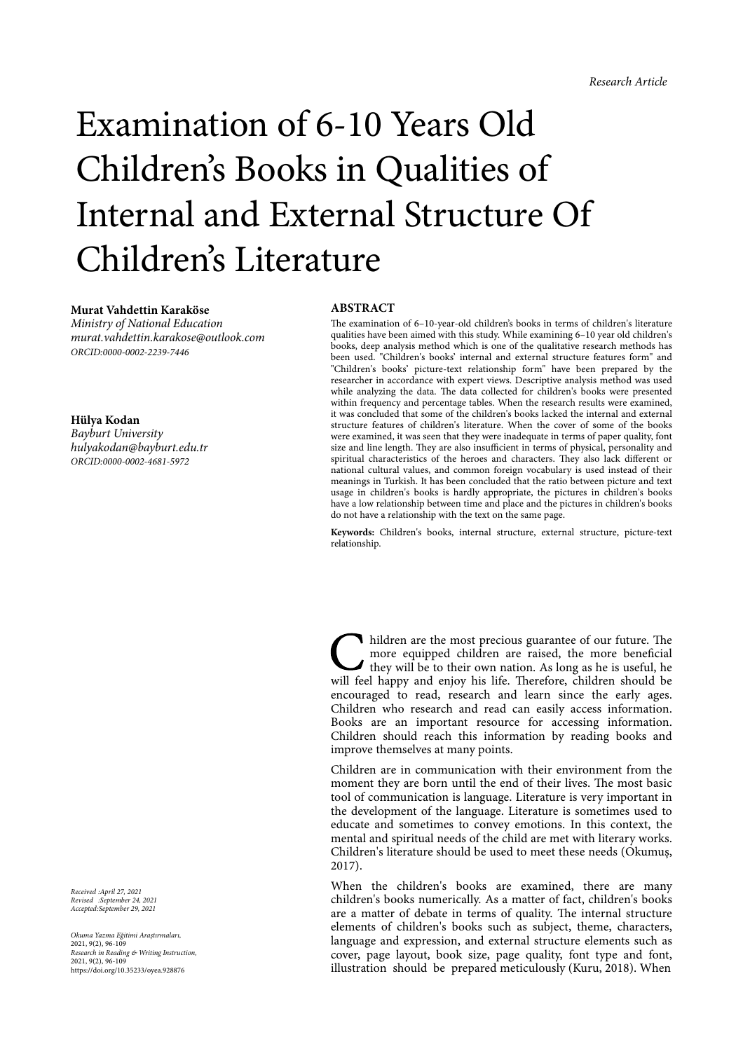*Research Article*

# Examination of 6-10 Years Old Children's Books in Qualities of Internal and External Structure Of Children's Literature

**Murat Vahdettin Karaköse**
*Ministry of National Education*
*murat.vahdettin.karakose@outlook.com*
*ORCID:0000-0002-2239-7446*

**Hülya Kodan**
*Bayburt University*
*hulyakodan@bayburt.edu.tr*
*ORCID:0000-0002-4681-5972*

## ABSTRACT

The examination of 6–10-year-old children's books in terms of children's literature qualities have been aimed with this study. While examining 6–10 year old children's books, deep analysis method which is one of the qualitative research methods has been used. "Children's books' internal and external structure features form" and "Children's books' picture-text relationship form" have been prepared by the researcher in accordance with expert views. Descriptive analysis method was used while analyzing the data. The data collected for children's books were presented within frequency and percentage tables. When the research results were examined, it was concluded that some of the children's books lacked the internal and external structure features of children's literature. When the cover of some of the books were examined, it was seen that they were inadequate in terms of paper quality, font size and line length. They are also insufficient in terms of physical, personality and spiritual characteristics of the heroes and characters. They also lack different or national cultural values, and common foreign vocabulary is used instead of their meanings in Turkish. It has been concluded that the ratio between picture and text usage in children's books is hardly appropriate, the pictures in children's books have a low relationship between time and place and the pictures in children's books do not have a relationship with the text on the same page.

**Keywords:** Children's books, internal structure, external structure, picture-text relationship.

Children are the most precious guarantee of our future. The more equipped children are raised, the more beneficial they will be to their own nation. As long as he is useful, he will feel happy and enjoy his life. Therefore, children should be encouraged to read, research and learn since the early ages. Children who research and read can easily access information. Books are an important resource for accessing information. Children should reach this information by reading books and improve themselves at many points.

Children are in communication with their environment from the moment they are born until the end of their lives. The most basic tool of communication is language. Literature is very important in the development of the language. Literature is sometimes used to educate and sometimes to convey emotions. In this context, the mental and spiritual needs of the child are met with literary works. Children's literature should be used to meet these needs (Okumuş, 2017).

When the children's books are examined, there are many children's books numerically. As a matter of fact, children's books are a matter of debate in terms of quality. The internal structure elements of children's books such as subject, theme, characters, language and expression, and external structure elements such as cover, page layout, book size, page quality, font type and font, illustration should be prepared meticulously (Kuru, 2018). When

*Received :April 27, 2021*
*Revised :September 24, 2021*
*Accepted:September 29, 2021*

*Okuma Yazma Eğitimi Araştırmaları,*
2021, 9(2), 96-109
*Research in Reading & Writing Instruction,*
2021, 9(2), 96-109
https://doi.org/10.35233/oyea.928876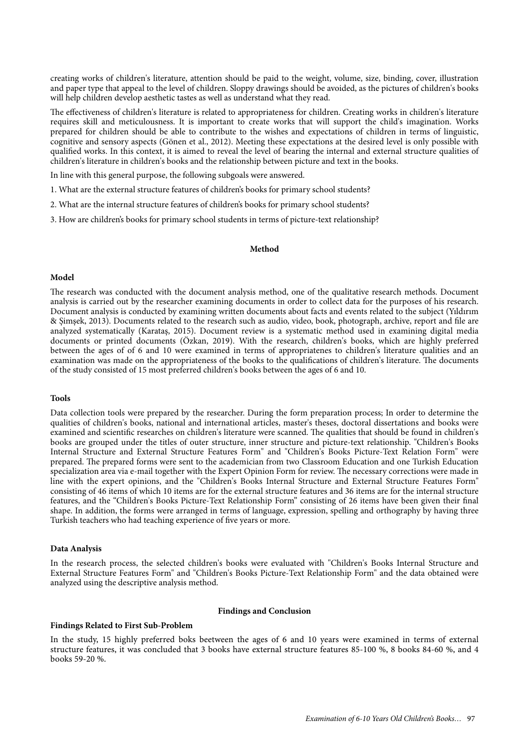creating works of children's literature, attention should be paid to the weight, volume, size, binding, cover, illustration and paper type that appeal to the level of children. Sloppy drawings should be avoided, as the pictures of children's books will help children develop aesthetic tastes as well as understand what they read.

The effectiveness of children's literature is related to appropriateness for children. Creating works in children's literature requires skill and meticulousness. It is important to create works that will support the child's imagination. Works prepared for children should be able to contribute to the wishes and expectations of children in terms of linguistic, cognitive and sensory aspects (Gönen et al., 2012). Meeting these expectations at the desired level is only possible with qualified works. In this context, it is aimed to reveal the level of bearing the internal and external structure qualities of children's literature in children's books and the relationship between picture and text in the books.

In line with this general purpose, the following subgoals were answered.

1. What are the external structure features of children's books for primary school students?
2. What are the internal structure features of children's books for primary school students?
3. How are children's books for primary school students in terms of picture-text relationship?

## Method

### Model

The research was conducted with the document analysis method, one of the qualitative research methods. Document analysis is carried out by the researcher examining documents in order to collect data for the purposes of his research. Document analysis is conducted by examining written documents about facts and events related to the subject (Yıldırım & Şimşek, 2013). Documents related to the research such as audio, video, book, photograph, archive, report and file are analyzed systematically (Karataş, 2015). Document review is a systematic method used in examining digital media documents or printed documents (Özkan, 2019). With the research, children's books, which are highly preferred between the ages of of 6 and 10 were examined in terms of appropriatenes to children's literature qualities and an examination was made on the appropriateness of the books to the qualifications of children's literature. The documents of the study consisted of 15 most preferred children's books between the ages of 6 and 10.

### Tools

Data collection tools were prepared by the researcher. During the form preparation process; In order to determine the qualities of children's books, national and international articles, master's theses, doctoral dissertations and books were examined and scientific researches on children's literature were scanned. The qualities that should be found in children's books are grouped under the titles of outer structure, inner structure and picture-text relationship. "Children's Books Internal Structure and External Structure Features Form" and "Children's Books Picture-Text Relation Form" were prepared. The prepared forms were sent to the academician from two Classroom Education and one Turkish Education specialization area via e-mail together with the Expert Opinion Form for review. The necessary corrections were made in line with the expert opinions, and the "Children's Books Internal Structure and External Structure Features Form" consisting of 46 items of which 10 items are for the external structure features and 36 items are for the internal structure features, and the "Children's Books Picture-Text Relationship Form" consisting of 26 items have been given their final shape. In addition, the forms were arranged in terms of language, expression, spelling and orthography by having three Turkish teachers who had teaching experience of five years or more.

### Data Analysis

In the research process, the selected children's books were evaluated with "Children's Books Internal Structure and External Structure Features Form" and "Children's Books Picture-Text Relationship Form" and the data obtained were analyzed using the descriptive analysis method.

## Findings and Conclusion

### Findings Related to First Sub-Problem

In the study, 15 highly preferred boks beetween the ages of 6 and 10 years were examined in terms of external structure features, it was concluded that 3 books have external structure features 85-100 %, 8 books 84-60 %, and 4 books 59-20 %.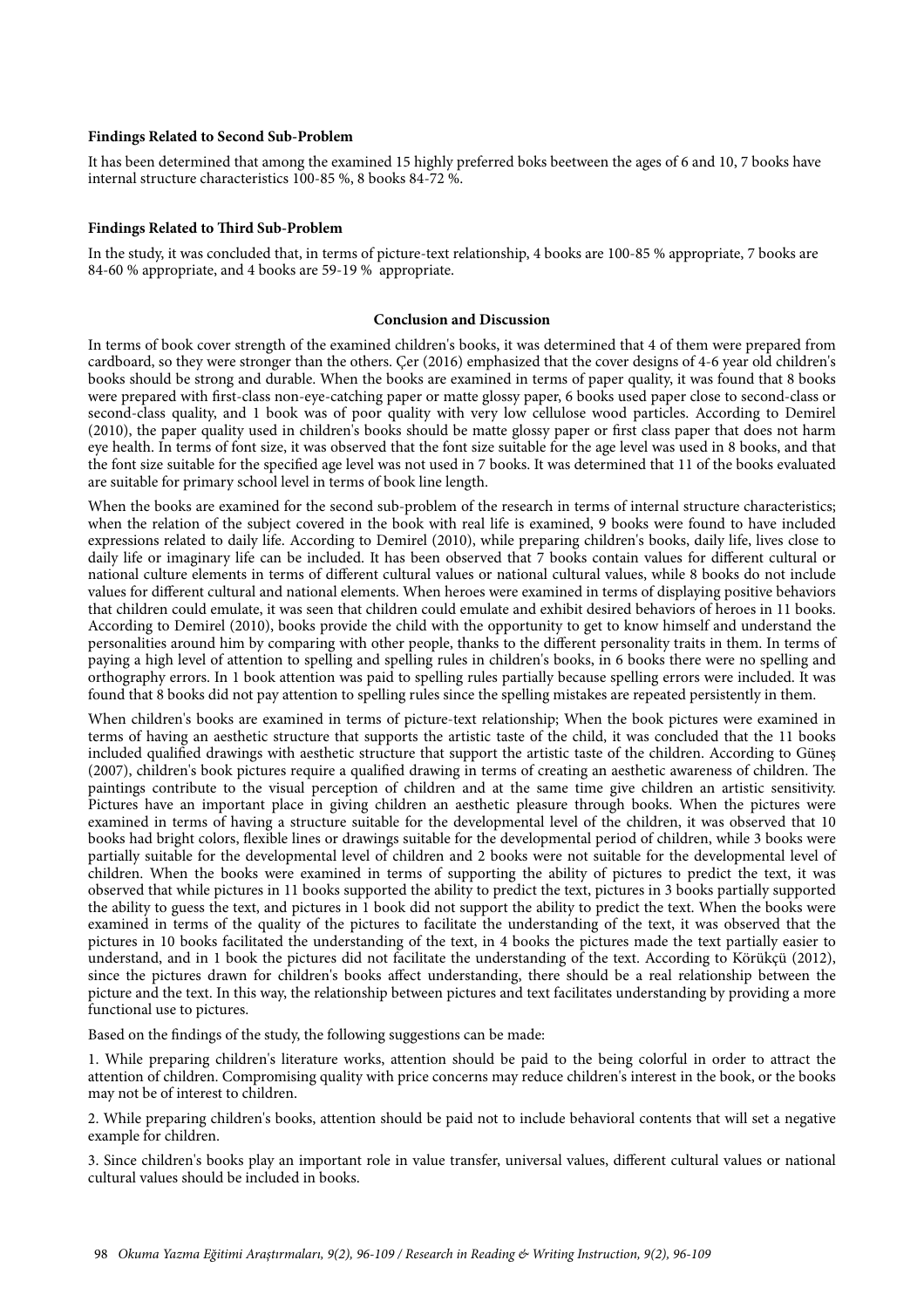#### Findings Related to Second Sub-Problem

It has been determined that among the examined 15 highly preferred boks beetween the ages of 6 and 10, 7 books have internal structure characteristics 100-85 %, 8 books 84-72 %.

#### Findings Related to Third Sub-Problem

In the study, it was concluded that, in terms of picture-text relationship, 4 books are 100-85 % appropriate, 7 books are 84-60 % appropriate, and 4 books are 59-19 % appropriate.

### Conclusion and Discussion

In terms of book cover strength of the examined children's books, it was determined that 4 of them were prepared from cardboard, so they were stronger than the others. Çer (2016) emphasized that the cover designs of 4-6 year old children's books should be strong and durable. When the books are examined in terms of paper quality, it was found that 8 books were prepared with first-class non-eye-catching paper or matte glossy paper, 6 books used paper close to second-class or second-class quality, and 1 book was of poor quality with very low cellulose wood particles. According to Demirel (2010), the paper quality used in children's books should be matte glossy paper or first class paper that does not harm eye health. In terms of font size, it was observed that the font size suitable for the age level was used in 8 books, and that the font size suitable for the specified age level was not used in 7 books. It was determined that 11 of the books evaluated are suitable for primary school level in terms of book line length.

When the books are examined for the second sub-problem of the research in terms of internal structure characteristics; when the relation of the subject covered in the book with real life is examined, 9 books were found to have included expressions related to daily life. According to Demirel (2010), while preparing children's books, daily life, lives close to daily life or imaginary life can be included. It has been observed that 7 books contain values for different cultural or national culture elements in terms of different cultural values or national cultural values, while 8 books do not include values for different cultural and national elements. When heroes were examined in terms of displaying positive behaviors that children could emulate, it was seen that children could emulate and exhibit desired behaviors of heroes in 11 books. According to Demirel (2010), books provide the child with the opportunity to get to know himself and understand the personalities around him by comparing with other people, thanks to the different personality traits in them. In terms of paying a high level of attention to spelling and spelling rules in children's books, in 6 books there were no spelling and orthography errors. In 1 book attention was paid to spelling rules partially because spelling errors were included. It was found that 8 books did not pay attention to spelling rules since the spelling mistakes are repeated persistently in them.

When children's books are examined in terms of picture-text relationship; When the book pictures were examined in terms of having an aesthetic structure that supports the artistic taste of the child, it was concluded that the 11 books included qualified drawings with aesthetic structure that support the artistic taste of the children. According to Güneş (2007), children's book pictures require a qualified drawing in terms of creating an aesthetic awareness of children. The paintings contribute to the visual perception of children and at the same time give children an artistic sensitivity. Pictures have an important place in giving children an aesthetic pleasure through books. When the pictures were examined in terms of having a structure suitable for the developmental level of the children, it was observed that 10 books had bright colors, flexible lines or drawings suitable for the developmental period of children, while 3 books were partially suitable for the developmental level of children and 2 books were not suitable for the developmental level of children. When the books were examined in terms of supporting the ability of pictures to predict the text, it was observed that while pictures in 11 books supported the ability to predict the text, pictures in 3 books partially supported the ability to guess the text, and pictures in 1 book did not support the ability to predict the text. When the books were examined in terms of the quality of the pictures to facilitate the understanding of the text, it was observed that the pictures in 10 books facilitated the understanding of the text, in 4 books the pictures made the text partially easier to understand, and in 1 book the pictures did not facilitate the understanding of the text. According to Körükçü (2012), since the pictures drawn for children's books affect understanding, there should be a real relationship between the picture and the text. In this way, the relationship between pictures and text facilitates understanding by providing a more functional use to pictures.

Based on the findings of the study, the following suggestions can be made:

1. While preparing children's literature works, attention should be paid to the being colorful in order to attract the attention of children. Compromising quality with price concerns may reduce children's interest in the book, or the books may not be of interest to children.

2. While preparing children's books, attention should be paid not to include behavioral contents that will set a negative example for children.

3. Since children's books play an important role in value transfer, universal values, different cultural values or national cultural values should be included in books.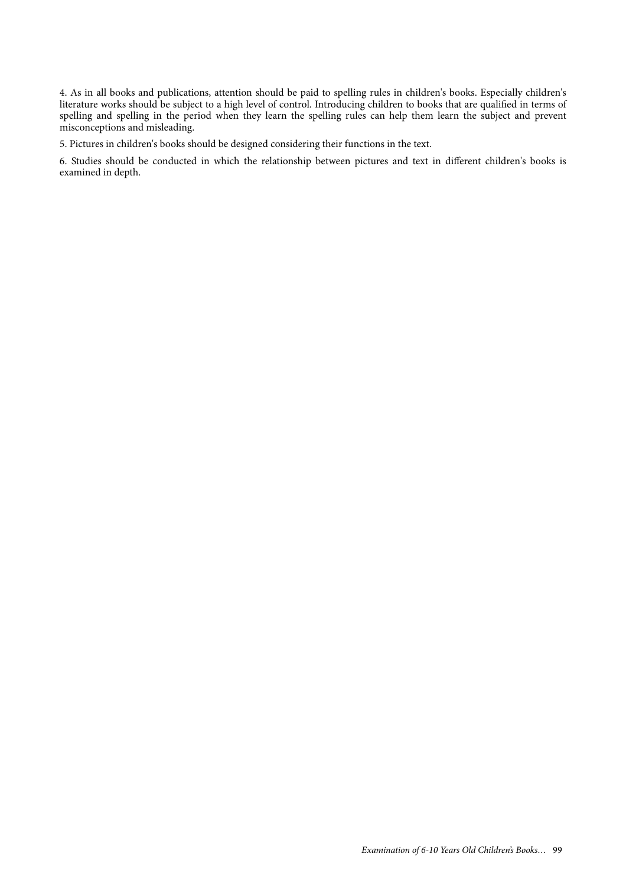4. As in all books and publications, attention should be paid to spelling rules in children's books. Especially children's literature works should be subject to a high level of control. Introducing children to books that are qualified in terms of spelling and spelling in the period when they learn the spelling rules can help them learn the subject and prevent misconceptions and misleading.

5. Pictures in children's books should be designed considering their functions in the text.

6. Studies should be conducted in which the relationship between pictures and text in different children's books is examined in depth.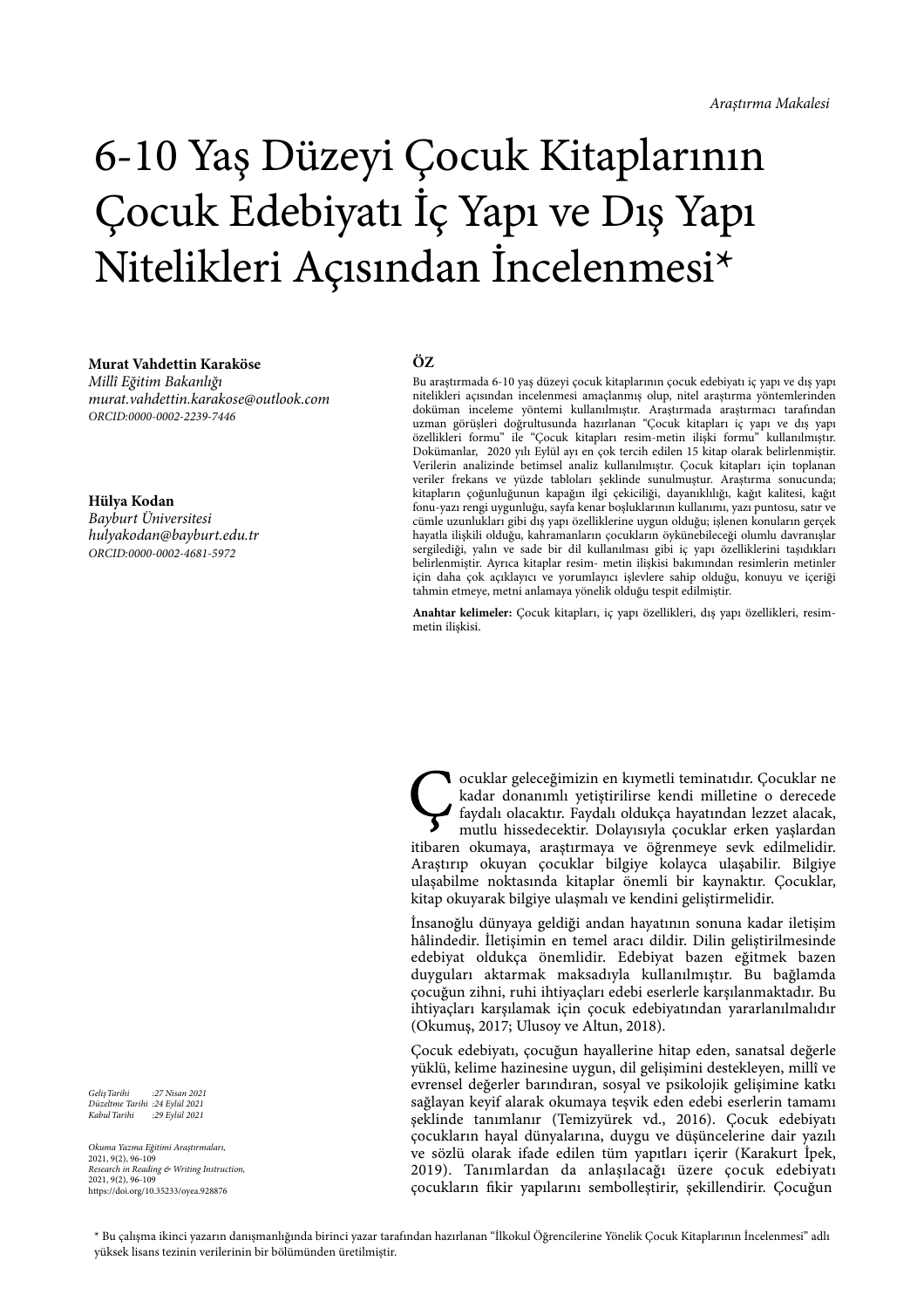*Araştırma Makalesi*

# 6-10 Yaş Düzeyi Çocuk Kitaplarının Çocuk Edebiyatı İç Yapı ve Dış Yapı Nitelikleri Açısından İncelenmesi*

**Murat Vahdettin Karaköse**
*Millî Eğitim Bakanlığı*
*murat.vahdettin.karakose@outlook.com*
*ORCID:0000-0002-2239-7446*

**Hülya Kodan**
*Bayburt Üniversitesi*
*hulyakodan@bayburt.edu.tr*
*ORCID:0000-0002-4681-5972*

**ÖZ**

Bu araştırmada 6-10 yaş düzeyi çocuk kitaplarının çocuk edebiyatı iç yapı ve dış yapı nitelikleri açısından incelenmesi amaçlanmış olup, nitel araştırma yöntemlerinden doküman inceleme yöntemi kullanılmıştır. Araştırmada araştırmacı tarafından uzman görüşleri doğrultusunda hazırlanan "Çocuk kitapları iç yapı ve dış yapı özellikleri formu" ile "Çocuk kitapları resim-metin ilişki formu" kullanılmıştır. Dokümanlar, 2020 yılı Eylül ayı en çok tercih edilen 15 kitap olarak belirlenmiştir. Verilerin analizinde betimsel analiz kullanılmıştır. Çocuk kitapları için toplanan veriler frekans ve yüzde tabloları şeklinde sunulmuştur. Araştırma sonucunda; kitapların çoğunluğunun kapağın ilgi çekiciliği, dayanıklılığı, kağıt kalitesi, kağıt fonu-yazı rengi uygunluğu, sayfa kenar boşluklarının kullanımı, yazı puntosu, satır ve cümle uzunlukları gibi dış yapı özelliklerine uygun olduğu; işlenen konuların gerçek hayatla ilişkili olduğu, kahramanların çocukların öykünebileceği olumlu davranışlar sergilediği, yalın ve sade bir dil kullanılması gibi iç yapı özelliklerini taşıdıkları belirlenmiştir. Ayrıca kitaplar resim- metin ilişkisi bakımından resimlerin metinler için daha çok açıklayıcı ve yorumlayıcı işlevlere sahip olduğu, konuyu ve içeriği tahmin etmeye, metni anlamaya yönelik olduğu tespit edilmiştir.

**Anahtar kelimeler:** Çocuk kitapları, iç yapı özellikleri, dış yapı özellikleri, resim-metin ilişkisi.

Çocuklar geleceğimizin en kıymetli teminatıdır. Çocuklar ne kadar donanımlı yetiştirilirse kendi milletine o derecede faydalı olacaktır. Faydalı oldukça hayatından lezzet alacak, mutlu hissedecektir. Dolayısıyla çocuklar erken yaşlardan itibaren okumaya, araştırmaya ve öğrenmeye sevk edilmelidir. Araştırıp okuyan çocuklar bilgiye kolayca ulaşabilir. Bilgiye ulaşabilme noktasında kitaplar önemli bir kaynaktır. Çocuklar, kitap okuyarak bilgiye ulaşmalı ve kendini geliştirmelidir.

İnsanoğlu dünyaya geldiği andan hayatının sonuna kadar iletişim hâlindedir. İletişimin en temel aracı dildir. Dilin geliştirilmesinde edebiyat oldukça önemlidir. Edebiyat bazen eğitmek bazen duyguları aktarmak maksadıyla kullanılmıştır. Bu bağlamda çocuğun zihni, ruhi ihtiyaçları edebi eserlerle karşılanmaktadır. Bu ihtiyaçları karşılamak için çocuk edebiyatından yararlanılmalıdır (Okumuş, 2017; Ulusoy ve Altun, 2018).

Çocuk edebiyatı, çocuğun hayallerine hitap eden, sanatsal değerle yüklü, kelime hazinesine uygun, dil gelişimini destekleyen, millî ve evrensel değerler barındıran, sosyal ve psikolojik gelişimine katkı sağlayan keyif alarak okumaya teşvik eden edebi eserlerin tamamı şeklinde tanımlanır (Temizyürek vd., 2016). Çocuk edebiyatı çocukların hayal dünyalarına, duygu ve düşüncelerine dair yazılı ve sözlü olarak ifade edilen tüm yapıtları içerir (Karakurt İpek, 2019). Tanımlardan da anlaşılacağı üzere çocuk edebiyatı çocukların fikir yapılarını sembolleştirir, şekillendirir. Çocuğun

*Geliş Tarihi :27 Nisan 2021*
*Düzeltme Tarihi :24 Eylül 2021*
*Kabul Tarihi :29 Eylül 2021*

*Okuma Yazma Eğitimi Araştırmaları,* 2021, 9(2), 96-109
*Research in Reading & Writing Instruction,* 2021, 9(2), 96-109
https://doi.org/10.35233/oyea.928876

\* Bu çalışma ikinci yazarın danışmanlığında birinci yazar tarafından hazırlanan "İlkokul Öğrencilerine Yönelik Çocuk Kitaplarının İncelenmesi" adlı yüksek lisans tezinin verilerinin bir bölümünden üretilmiştir.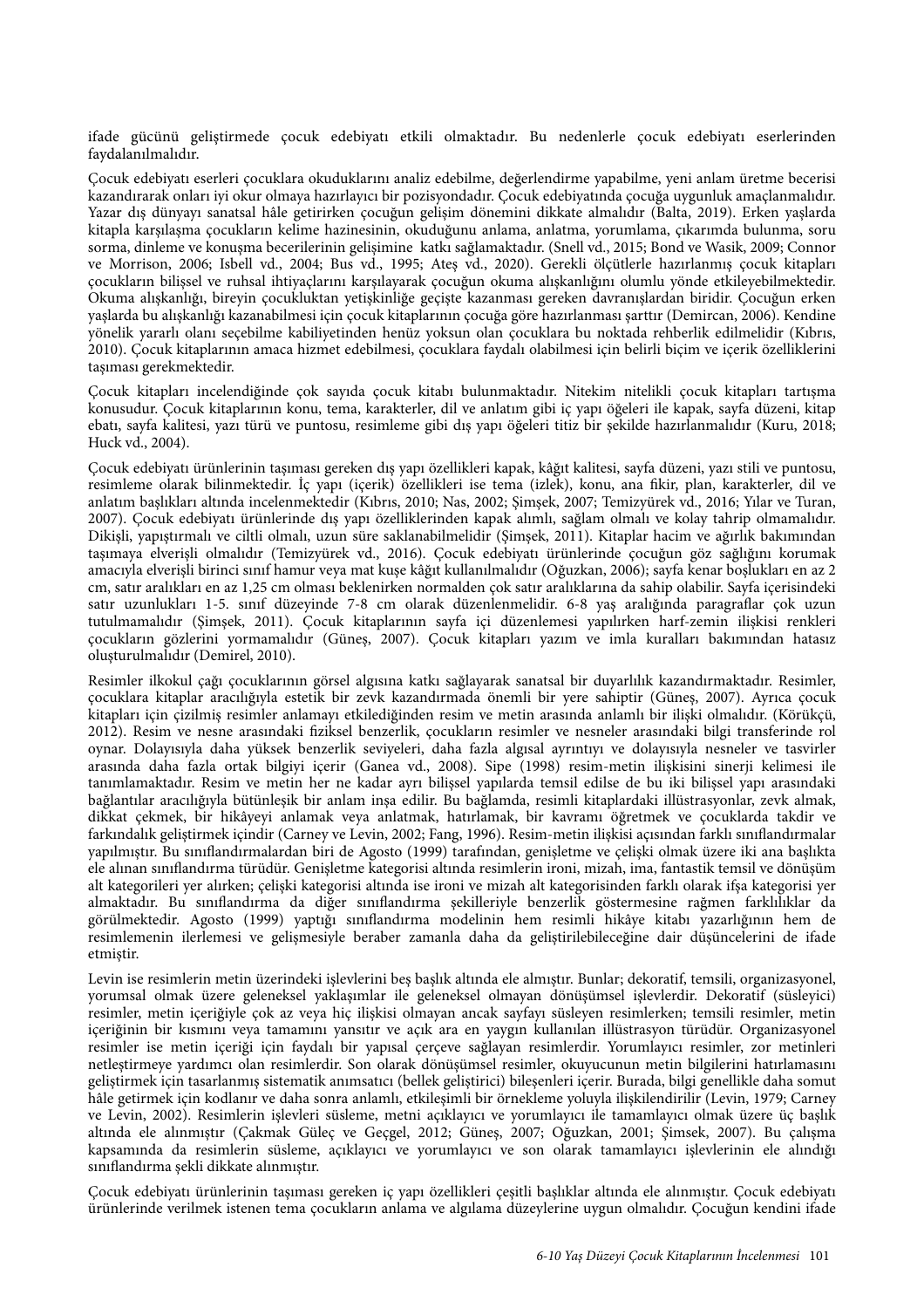ifade gücünü geliştirmede çocuk edebiyatı etkili olmaktadır. Bu nedenlerle çocuk edebiyatı eserlerinden faydalanılmalıdır.

Çocuk edebiyatı eserleri çocuklara okuduklarını analiz edebilme, değerlendirme yapabilme, yeni anlam üretme becerisi kazandırarak onları iyi okur olmaya hazırlayıcı bir pozisyondadır. Çocuk edebiyatında çocuğa uygunluk amaçlanmalıdır. Yazar dış dünyayı sanatsal hâle getirirken çocuğun gelişim dönemini dikkate almalıdır (Balta, 2019). Erken yaşlarda kitapla karşılaşma çocukların kelime hazinesinin, okuduğunu anlama, anlatma, yorumlama, çıkarımda bulunma, soru sorma, dinleme ve konuşma becerilerinin gelişimine katkı sağlamaktadır. (Snell vd., 2015; Bond ve Wasik, 2009; Connor ve Morrison, 2006; Isbell vd., 2004; Bus vd., 1995; Ateş vd., 2020). Gerekli ölçütlerle hazırlanmış çocuk kitapları çocukların bilişsel ve ruhsal ihtiyaçlarını karşılayarak çocuğun okuma alışkanlığını olumlu yönde etkileyebilmektedir. Okuma alışkanlığı, bireyin çocukluktan yetişkinliğe geçişte kazanması gereken davranışlardan biridir. Çocuğun erken yaşlarda bu alışkanlığı kazanabilmesi için çocuk kitaplarının çocuğa göre hazırlanması şarttır (Demircan, 2006). Kendine yönelik yararlı olanı seçebilme kabiliyetinden henüz yoksun olan çocuklara bu noktada rehberlik edilmelidir (Kıbrıs, 2010). Çocuk kitaplarının amaca hizmet edebilmesi, çocuklara faydalı olabilmesi için belirli biçim ve içerik özelliklerini taşıması gerekmektedir.

Çocuk kitapları incelendiğinde çok sayıda çocuk kitabı bulunmaktadır. Nitekim nitelikli çocuk kitapları tartışma konusudur. Çocuk kitaplarının konu, tema, karakterler, dil ve anlatım gibi iç yapı öğeleri ile kapak, sayfa düzeni, kitap ebatı, sayfa kalitesi, yazı türü ve puntosu, resimleme gibi dış yapı öğeleri titiz bir şekilde hazırlanmalıdır (Kuru, 2018; Huck vd., 2004).

Çocuk edebiyatı ürünlerinin taşıması gereken dış yapı özellikleri kapak, kâğıt kalitesi, sayfa düzeni, yazı stili ve puntosu, resimleme olarak bilinmektedir. İç yapı (içerik) özellikleri ise tema (izlek), konu, ana fikir, plan, karakterler, dil ve anlatım başlıkları altında incelenmektedir (Kıbrıs, 2010; Nas, 2002; Şimşek, 2007; Temizyürek vd., 2016; Yılar ve Turan, 2007). Çocuk edebiyatı ürünlerinde dış yapı özelliklerinden kapak alımlı, sağlam olmalı ve kolay tahrip olmamalıdır. Dikişli, yapıştırmalı ve ciltli olmalı, uzun süre saklanabilmelidir (Şimşek, 2011). Kitaplar hacim ve ağırlık bakımından taşımaya elverişli olmalıdır (Temizyürek vd., 2016). Çocuk edebiyatı ürünlerinde çocuğun göz sağlığını korumak amacıyla elverişli birinci sınıf hamur veya mat kuşe kâğıt kullanılmalıdır (Oğuzkan, 2006); sayfa kenar boşlukları en az 2 cm, satır aralıkları en az 1,25 cm olması beklenirken normalden çok satır aralıklarına da sahip olabilir. Sayfa içerisindeki satır uzunlukları 1-5. sınıf düzeyinde 7-8 cm olarak düzenlenmelidir. 6-8 yaş aralığında paragraflar çok uzun tutulmamalıdır (Şimşek, 2011). Çocuk kitaplarının sayfa içi düzenlemesi yapılırken harf-zemin ilişkisi renkleri çocukların gözlerini yormamalıdır (Güneş, 2007). Çocuk kitapları yazım ve imla kuralları bakımından hatasız oluşturulmalıdır (Demirel, 2010).

Resimler ilkokul çağı çocuklarının görsel algısına katkı sağlayarak sanatsal bir duyarlılık kazandırmaktadır. Resimler, çocuklara kitaplar aracılığıyla estetik bir zevk kazandırmada önemli bir yere sahiptir (Güneş, 2007). Ayrıca çocuk kitapları için çizilmiş resimler anlamayı etkilediğinden resim ve metin arasında anlamlı bir ilişki olmalıdır. (Körükçü, 2012). Resim ve nesne arasındaki fiziksel benzerlik, çocukların resimler ve nesneler arasındaki bilgi transferinde rol oynar. Dolayısıyla daha yüksek benzerlik seviyeleri, daha fazla algısal ayrıntıyı ve dolayısıyla nesneler ve tasvirler arasında daha fazla ortak bilgiyi içerir (Ganea vd., 2008). Sipe (1998) resim-metin ilişkisini sinerji kelimesi ile tanımlamaktadır. Resim ve metin her ne kadar ayrı bilişsel yapılarda temsil edilse de bu iki bilişsel yapı arasındaki bağlantılar aracılığıyla bütünleşik bir anlam inşa edilir. Bu bağlamda, resimli kitaplardaki illüstrasyonlar, zevk almak, dikkat çekmek, bir hikâyeyi anlamak veya anlatmak, hatırlamak, bir kavramı öğretmek ve çocuklarda takdir ve farkındalık geliştirmek içindir (Carney ve Levin, 2002; Fang, 1996). Resim-metin ilişkisi açısından farklı sınıflandırmalar yapılmıştır. Bu sınıflandırmalardan biri de Agosto (1999) tarafından, genişletme ve çelişki olmak üzere iki ana başlıkta ele alınan sınıflandırma türüdür. Genişletme kategorisi altında resimlerin ironi, mizah, ima, fantastik temsil ve dönüşüm alt kategorileri yer alırken; çelişki kategorisi altında ise ironi ve mizah alt kategorisinden farklı olarak ifşa kategorisi yer almaktadır. Bu sınıflandırma da diğer sınıflandırma şekilleriyle benzerlik göstermesine rağmen farklılıklar da görülmektedir. Agosto (1999) yaptığı sınıflandırma modelinin hem resimli hikâye kitabı yazarlığının hem de resimlemenin ilerlemesi ve gelişmesiyle beraber zamanla daha da geliştirilebileceğine dair düşüncelerini de ifade etmiştir.

Levin ise resimlerin metin üzerindeki işlevlerini beş başlık altında ele almıştır. Bunlar; dekoratif, temsili, organizasyonel, yorumsal olmak üzere geleneksel yaklaşımlar ile geleneksel olmayan dönüşümsel işlevlerdir. Dekoratif (süsleyici) resimler, metin içeriğiyle çok az veya hiç ilişkisi olmayan ancak sayfayı süsleyen resimlerken; temsili resimler, metin içeriğinin bir kısmını veya tamamını yansıtır ve açık ara en yaygın kullanılan illüstrasyon türüdür. Organizasyonel resimler ise metin içeriği için faydalı bir yapısal çerçeve sağlayan resimlerdir. Yorumlayıcı resimler, zor metinleri netleştirmeye yardımcı olan resimlerdir. Son olarak dönüşümsel resimler, okuyucunun metin bilgilerini hatırlamasını geliştirmek için tasarlanmış sistematik anımsatıcı (bellek geliştirici) bileşenleri içerir. Burada, bilgi genellikle daha somut hâle getirmek için kodlanır ve daha sonra anlamlı, etkileşimli bir örnekleme yoluyla ilişkilendirilir (Levin, 1979; Carney ve Levin, 2002). Resimlerin işlevleri süsleme, metni açıklayıcı ve yorumlayıcı ile tamamlayıcı olmak üzere üç başlık altında ele alınmıştır (Çakmak Güleç ve Geçgel, 2012; Güneş, 2007; Oğuzkan, 2001; Şimsek, 2007). Bu çalışma kapsamında da resimlerin süsleme, açıklayıcı ve yorumlayıcı ve son olarak tamamlayıcı işlevlerinin ele alındığı sınıflandırma şekli dikkate alınmıştır.

Çocuk edebiyatı ürünlerinin taşıması gereken iç yapı özellikleri çeşitli başlıklar altında ele alınmıştır. Çocuk edebiyatı ürünlerinde verilmek istenen tema çocukların anlama ve algılama düzeylerine uygun olmalıdır. Çocuğun kendini ifade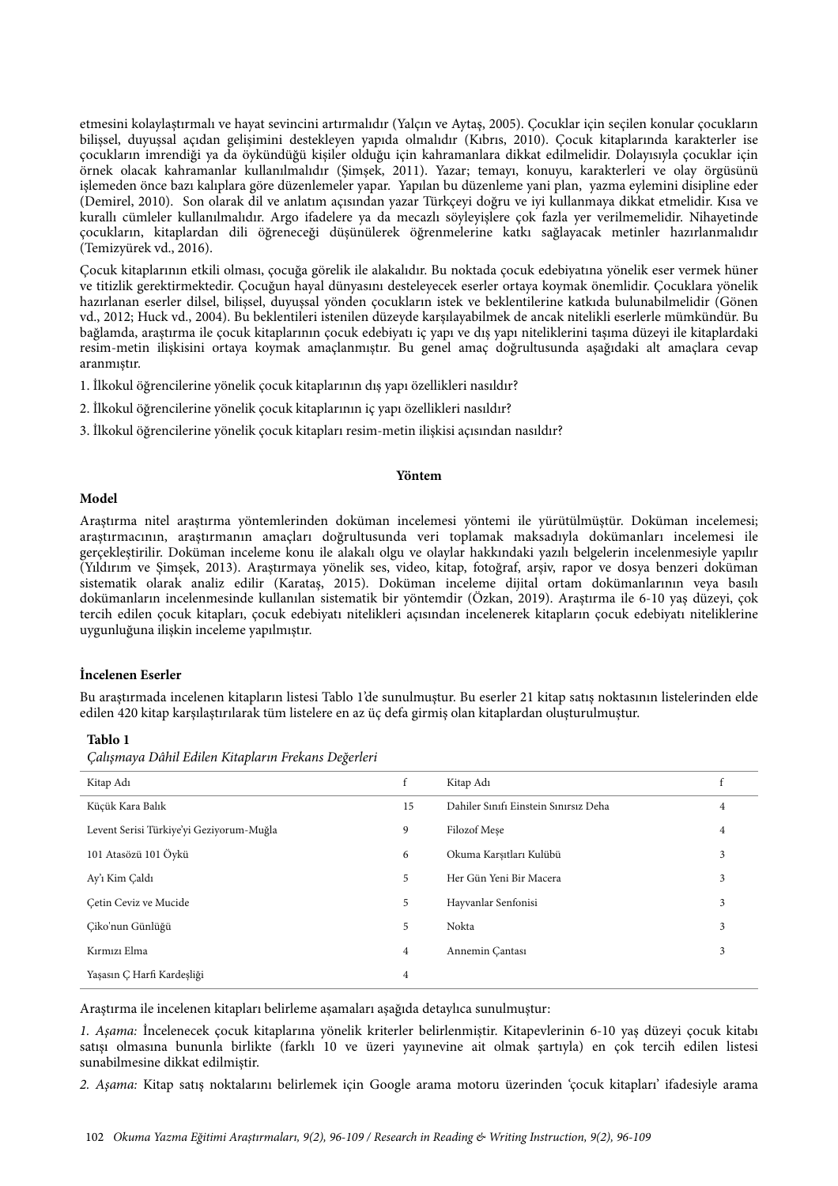etmesini kolaylaştırmalı ve hayat sevincini artırmalıdır (Yalçın ve Aytaş, 2005). Çocuklar için seçilen konular çocukların bilişsel, duyuşsal açıdan gelişimini destekleyen yapıda olmalıdır (Kıbrıs, 2010). Çocuk kitaplarında karakterler ise çocukların imrendiği ya da öykündüğü kişiler olduğu için kahramanlara dikkat edilmelidir. Dolayısıyla çocuklar için örnek olacak kahramanlar kullanılmalıdır (Şimşek, 2011). Yazar; temayı, konuyu, karakterleri ve olay örgüsünü işlemeden önce bazı kalıplara göre düzenlemeler yapar. Yapılan bu düzenleme yani plan, yazma eylemini disipline eder (Demirel, 2010). Son olarak dil ve anlatım açısından yazar Türkçeyi doğru ve iyi kullanmaya dikkat etmelidir. Kısa ve kurallı cümleler kullanılmalıdır. Argo ifadelere ya da mecazlı söyleyişlere çok fazla yer verilmemelidir. Nihayetinde çocukların, kitaplardan dili öğreneceği düşünülerek öğrenmelerine katkı sağlayacak metinler hazırlanmalıdır (Temizyürek vd., 2016).

Çocuk kitaplarının etkili olması, çocuğa görelik ile alakalıdır. Bu noktada çocuk edebiyatına yönelik eser vermek hüner ve titizlik gerektirmektedir. Çocuğun hayal dünyasını desteleyecek eserler ortaya koymak önemlidir. Çocuklara yönelik hazırlanan eserler dilsel, bilişsel, duyuşsal yönden çocukların istek ve beklentilerine katkıda bulunabilmelidir (Gönen vd., 2012; Huck vd., 2004). Bu beklentileri istenilen düzeyde karşılayabilmek de ancak nitelikli eserlerle mümkündür. Bu bağlamda, araştırma ile çocuk kitaplarının çocuk edebiyatı iç yapı ve dış yapı niteliklerini taşıma düzeyi ile kitaplardaki resim-metin ilişkisini ortaya koymak amaçlanmıştır. Bu genel amaç doğrultusunda aşağıdaki alt amaçlara cevap aranmıştır.

1. İlkokul öğrencilerine yönelik çocuk kitaplarının dış yapı özellikleri nasıldır?

2. İlkokul öğrencilerine yönelik çocuk kitaplarının iç yapı özellikleri nasıldır?

3. İlkokul öğrencilerine yönelik çocuk kitapları resim-metin ilişkisi açısından nasıldır?

## Yöntem

### Model

Araştırma nitel araştırma yöntemlerinden doküman incelemesi yöntemi ile yürütülmüştür. Doküman incelemesi; araştırmacının, araştırmanın amaçları doğrultusunda veri toplamak maksadıyla dokümanları incelemesi ile gerçekleştirilir. Doküman inceleme konu ile alakalı olgu ve olaylar hakkındaki yazılı belgelerin incelenmesiyle yapılır (Yıldırım ve Şimşek, 2013). Araştırmaya yönelik ses, video, kitap, fotoğraf, arşiv, rapor ve dosya benzeri doküman sistematik olarak analiz edilir (Karataş, 2015). Doküman inceleme dijital ortam dokümanlarının veya basılı dokümanların incelenmesinde kullanılan sistematik bir yöntemdir (Özkan, 2019). Araştırma ile 6-10 yaş düzeyi, çok tercih edilen çocuk kitapları, çocuk edebiyatı nitelikleri açısından incelenerek kitapların çocuk edebiyatı niteliklerine uygunluğuna ilişkin inceleme yapılmıştır.

### İncelenen Eserler

Bu araştırmada incelenen kitapların listesi Tablo 1'de sunulmuştur. Bu eserler 21 kitap satış noktasının listelerinden elde edilen 420 kitap karşılaştırılarak tüm listelere en az üç defa girmiş olan kitaplardan oluşturulmuştur.

**Tablo 1**

*Çalışmaya Dâhil Edilen Kitapların Frekans Değerleri*

| Kitap Adı | f | Kitap Adı | f |
|---|---|---|---|
| Küçük Kara Balık | 15 | Dahiler Sınıfı Einstein Sınırsız Deha | 4 |
| Levent Serisi Türkiye'yi Geziyorum-Muğla | 9 | Filozof Meşe | 4 |
| 101 Atasözü 101 Öykü | 6 | Okuma Karşıtları Kulübü | 3 |
| Ay'ı Kim Çaldı | 5 | Her Gün Yeni Bir Macera | 3 |
| Çetin Ceviz ve Mucide | 5 | Hayvanlar Senfonisi | 3 |
| Çiko'nun Günlüğü | 5 | Nokta | 3 |
| Kırmızı Elma | 4 | Annemin Çantası | 3 |
| Yaşasın Ç Harfi Kardeşliği | 4 | | |

Araştırma ile incelenen kitapları belirleme aşamaları aşağıda detaylıca sunulmuştur:

*1. Aşama:* İncelenecek çocuk kitaplarına yönelik kriterler belirlenmiştir. Kitapevlerinin 6-10 yaş düzeyi çocuk kitabı satışı olmasına bunula birlikte (farklı 10 ve üzeri yayınevine ait olmak şartıyla) en çok tercih edilen listesi sunabilmesine dikkat edilmiştir.

*2. Aşama:* Kitap satış noktalarını belirlemek için Google arama motoru üzerinden 'çocuk kitapları' ifadesiyle arama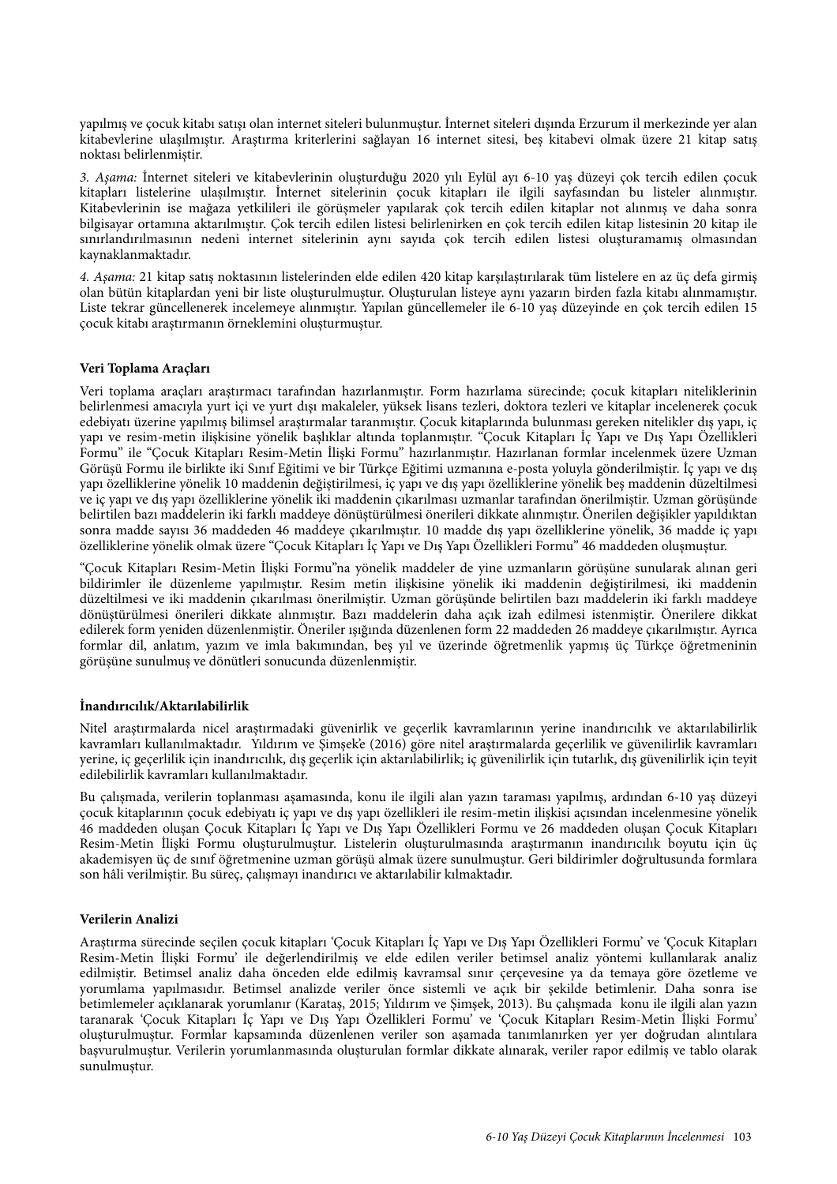yapılmış ve çocuk kitabı satışı olan internet siteleri bulunmuştur. İnternet siteleri dışında Erzurum il merkezinde yer alan kitabevlerine ulaşılmıştır. Araştırma kriterlerini sağlayan 16 internet sitesi, beş kitabevi olmak üzere 21 kitap satış noktası belirlenmiştir.

*3. Aşama:* İnternet siteleri ve kitabevlerinin oluşturduğu 2020 yılı Eylül ayı 6-10 yaş düzeyi çok tercih edilen çocuk kitapları listelerine ulaşılmıştır. İnternet sitelerinin çocuk kitapları ile ilgili sayfasından bu listeler alınmıştır. Kitabevlerinin ise mağaza yetkilileri ile görüşmeler yapılarak çok tercih edilen kitaplar not alınmış ve daha sonra bilgisayar ortamına aktarılmıştır. Çok tercih edilen listesi belirlenirken en çok tercih edilen kitap listesinin 20 kitap ile sınırlandırılmasının nedeni internet sitelerinin aynı sayıda çok tercih edilen listesi oluşturamamış olmasından kaynaklanmaktadır.

*4. Aşama:* 21 kitap satış noktasının listelerinden elde edilen 420 kitap karşılaştırılarak tüm listelere en az üç defa girmiş olan bütün kitaplardan yeni bir liste oluşturulmuştur. Oluşturulan listeye aynı yazarın birden fazla kitabı alınmamıştır. Liste tekrar güncellenerek incelemeye alınmıştır. Yapılan güncellemeler ile 6-10 yaş düzeyinde en çok tercih edilen 15 çocuk kitabı araştırmanın örneklemini oluşturmuştur.

### Veri Toplama Araçları

Veri toplama araçları araştırmacı tarafından hazırlanmıştır. Form hazırlama sürecinde; çocuk kitapları niteliklerinin belirlenmesi amacıyla yurt içi ve yurt dışı makaleler, yüksek lisans tezleri, doktora tezleri ve kitaplar incelenerek çocuk edebiyatı üzerine yapılmış bilimsel araştırmalar taranmıştır. Çocuk kitaplarında bulunması gereken nitelikler dış yapı, iç yapı ve resim-metin ilişkisine yönelik başlıklar altında toplanmıştır. "Çocuk Kitapları İç Yapı ve Dış Yapı Özellikleri Formu" ile "Çocuk Kitapları Resim-Metin İlişki Formu" hazırlanmıştır. Hazırlanan formlar incelenmek üzere Uzman Görüşü Formu ile birlikte iki Sınıf Eğitimi ve bir Türkçe Eğitimi uzmanına e-posta yoluyla gönderilmiştir. İç yapı ve dış yapı özelliklerine yönelik 10 maddenin değiştirilmesi, iç yapı ve dış yapı özelliklerine yönelik beş maddenin düzeltilmesi ve iç yapı ve dış yapı özelliklerine yönelik iki maddenin çıkarılması uzmanlar tarafından önerilmiştir. Uzman görüşünde belirtilen bazı maddelerin iki farklı maddeye dönüştürülmesi önerileri dikkate alınmıştır. Önerilen değişikler yapıldıktan sonra madde sayısı 36 maddeden 46 maddeye çıkarılmıştır. 10 madde dış yapı özelliklerine yönelik, 36 madde iç yapı özelliklerine yönelik olmak üzere "Çocuk Kitapları İç Yapı ve Dış Yapı Özellikleri Formu" 46 maddeden oluşmuştur.

"Çocuk Kitapları Resim-Metin İlişki Formu"na yönelik maddeler de yine uzmanların görüşüne sunularak alınan geri bildirimler ile düzenleme yapılmıştır. Resim metin ilişkisine yönelik iki maddenin değiştirilmesi, iki maddenin düzeltilmesi ve iki maddenin çıkarılması önerilmiştir. Uzman görüşünde belirtilen bazı maddelerin iki farklı maddeye dönüştürülmesi önerileri dikkate alınmıştır. Bazı maddelerin daha açık izah edilmesi istenmiştir. Önerilere dikkat edilerek form yeniden düzenlenmiştir. Öneriler ışığında düzenlenen form 22 maddeden 26 maddeye çıkarılmıştır. Ayrıca formlar dil, anlatım, yazım ve imla bakımından, beş yıl ve üzerinde öğretmenlik yapmış üç Türkçe öğretmeninin görüşüne sunulmuş ve dönütleri sonucunda düzenlenmiştir.

### İnandırıcılık/Aktarılabilirlik

Nitel araştırmalarda nicel araştırmadaki güvenirlik ve geçerlik kavramlarının yerine inandırıcılık ve aktarılabilirlik kavramları kullanılmaktadır. Yıldırım ve Şimşek'e (2016) göre nitel araştırmalarda geçerlilik ve güvenilirlik kavramları yerine, iç geçerlilik için inandırıcılık, dış geçerlik için aktarılabilirlik; iç güvenilirlik için tutarlık, dış güvenilirlik için teyit edilebilirlik kavramları kullanılmaktadır.

Bu çalışmada, verilerin toplanması aşamasında, konu ile ilgili alan yazın taraması yapılmış, ardından 6-10 yaş düzeyi çocuk kitaplarının çocuk edebiyatı iç yapı ve dış yapı özellikleri ile resim-metin ilişkisi açısından incelenmesine yönelik 46 maddeden oluşan Çocuk Kitapları İç Yapı ve Dış Yapı Özellikleri Formu ve 26 maddeden oluşan Çocuk Kitapları Resim-Metin İlişki Formu oluşturulmuştur. Listelerin oluşturulmasında araştırmanın inandırıcılık boyutu için üç akademisyen üç de sınıf öğretmenine uzman görüşü almak üzere sunulmuştur. Geri bildirimler doğrultusunda formlara son hâli verilmiştir. Bu süreç, çalışmayı inandırıcı ve aktarılabilir kılmaktadır.

### Verilerin Analizi

Araştırma sürecinde seçilen çocuk kitapları 'Çocuk Kitapları İç Yapı ve Dış Yapı Özellikleri Formu' ve 'Çocuk Kitapları Resim-Metin İlişki Formu' ile değerlendirilmiş ve elde edilen veriler betimsel analiz yöntemi kullanılarak analiz edilmiştir. Betimsel analiz daha önceden elde edilmiş kavramsal sınır çerçevesine ya da temaya göre özetleme ve yorumlama yapılmasıdır. Betimsel analizde veriler önce sistemli ve açık bir şekilde betimlenir. Daha sonra ise betimlemeler açıklanarak yorumlanır (Karataş, 2015; Yıldırım ve Şimşek, 2013). Bu çalışmada konu ile ilgili alan yazın taranarak 'Çocuk Kitapları İç Yapı ve Dış Yapı Özellikleri Formu' ve 'Çocuk Kitapları Resim-Metin İlişki Formu' oluşturulmuştur. Formlar kapsamında düzenlenen veriler son aşamada tanımlanırken yer yer doğrudan alıntılara başvurulmuştur. Verilerin yorumlanmasında oluşturulan formlar dikkate alınarak, veriler rapor edilmiş ve tablo olarak sunulmuştur.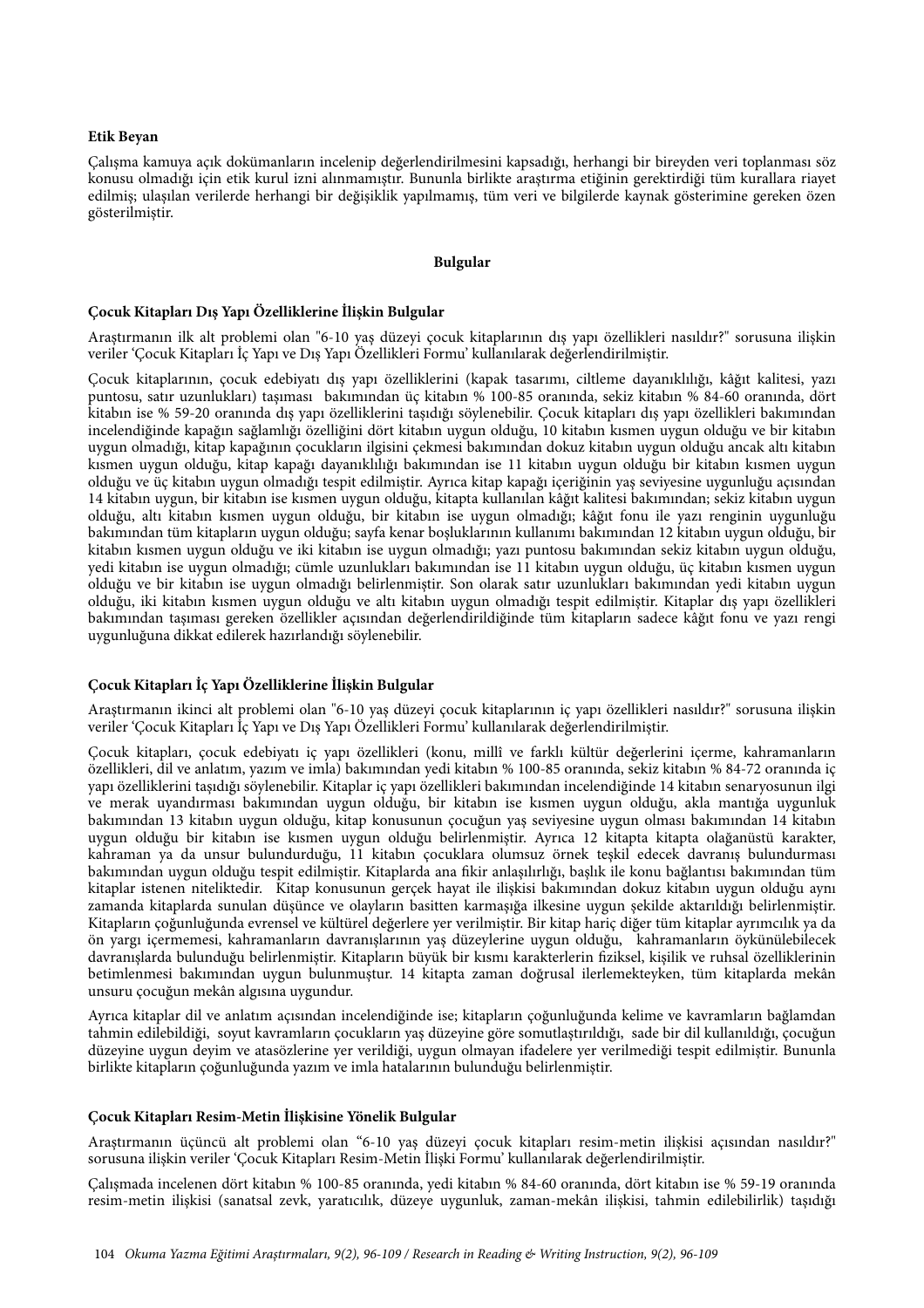**Etik Beyan**

Çalışma kamuya açık dokümanların incelenip değerlendirilmesini kapsadığı, herhangi bir bireyden veri toplanması söz konusu olmadığı için etik kurul izni alınmamıştır. Bununla birlikte araştırma etiğinin gerektirdiği tüm kurallara riayet edilmiş; ulaşılan verilerde herhangi bir değişiklik yapılmamış, tüm veri ve bilgilerde kaynak gösterimine gereken özen gösterilmiştir.

## Bulgular

### Çocuk Kitapları Dış Yapı Özelliklerine İlişkin Bulgular

Araştırmanın ilk alt problemi olan "6-10 yaş düzeyi çocuk kitaplarının dış yapı özellikleri nasıldır?" sorusuna ilişkin veriler 'Çocuk Kitapları İç Yapı ve Dış Yapı Özellikleri Formu' kullanılarak değerlendirilmiştir.

Çocuk kitaplarının, çocuk edebiyatı dış yapı özelliklerini (kapak tasarımı, ciltleme dayanıklılığı, kâğıt kalitesi, yazı puntosu, satır uzunlukları) taşıması bakımından üç kitabın % 100-85 oranında, sekiz kitabın % 84-60 oranında, dört kitabın ise % 59-20 oranında dış yapı özelliklerini taşıdığı söylenebilir. Çocuk kitapları dış yapı özellikleri bakımından incelendiğinde kapağın sağlamlığı özelliğini dört kitabın uygun olduğu, 10 kitabın kısmen uygun olduğu ve bir kitabın uygun olmadığı, kitap kapağının çocukların ilgisini çekmesi bakımından dokuz kitabın uygun olduğu ancak altı kitabın kısmen uygun olduğu, kitap kapağı dayanıklılığı bakımından ise 11 kitabın uygun olduğu bir kitabın kısmen uygun olduğu ve üç kitabın uygun olmadığı tespit edilmiştir. Ayrıca kitap kapağı içeriğinin yaş seviyesine uygunluğu açısından 14 kitabın uygun, bir kitabın ise kısmen uygun olduğu, kitapta kullanılan kâğıt kalitesi bakımından; sekiz kitabın uygun olduğu, altı kitabın kısmen uygun olduğu, bir kitabın ise uygun olmadığı; kâğıt fonu ile yazı renginin uygunluğu bakımından tüm kitapların uygun olduğu; sayfa kenar boşluklarının kullanımı bakımından 12 kitabın uygun olduğu, bir kitabın kısmen uygun olduğu ve iki kitabın ise uygun olmadığı; yazı puntosu bakımından sekiz kitabın uygun olduğu, yedi kitabın ise uygun olmadığı; cümle uzunlukları bakımından ise 11 kitabın uygun olduğu, üç kitabın kısmen uygun olduğu ve bir kitabın ise uygun olmadığı belirlenmiştir. Son olarak satır uzunlukları bakımından yedi kitabın uygun olduğu, iki kitabın kısmen uygun olduğu ve altı kitabın uygun olmadığı tespit edilmiştir. Kitaplar dış yapı özellikleri bakımından taşıması gereken özellikler açısından değerlendirildiğinde tüm kitapların sadece kâğıt fonu ve yazı rengi uygunluğuna dikkat edilerek hazırlandığı söylenebilir.

### Çocuk Kitapları İç Yapı Özelliklerine İlişkin Bulgular

Araştırmanın ikinci alt problemi olan "6-10 yaş düzeyi çocuk kitaplarının iç yapı özellikleri nasıldır?" sorusuna ilişkin veriler 'Çocuk Kitapları İç Yapı ve Dış Yapı Özellikleri Formu' kullanılarak değerlendirilmiştir.

Çocuk kitapları, çocuk edebiyatı iç yapı özellikleri (konu, millî ve farklı kültür değerlerini içerme, kahramanların özellikleri, dil ve anlatım, yazım ve imla) bakımından yedi kitabın % 100-85 oranında, sekiz kitabın % 84-72 oranında iç yapı özelliklerini taşıdığı söylenebilir. Kitaplar iç yapı özellikleri bakımından incelendiğinde 14 kitabın senaryosunun ilgi ve merak uyandırması bakımından uygun olduğu, bir kitabın ise kısmen uygun olduğu, akla mantığa uygunluk bakımından 13 kitabın uygun olduğu, kitap konusunun çocuğun yaş seviyesine uygun olması bakımından 14 kitabın uygun olduğu bir kitabın ise kısmen uygun olduğu belirlenmiştir. Ayrıca 12 kitapta kitapta olağanüstü karakter, kahraman ya da unsur bulundurduğu, 11 kitabın çocuklara olumsuz örnek teşkil edecek davranış bulundurmaması bakımından uygun olduğu tespit edilmiştir. Kitaplarda ana fikir anlaşılırlığı, başlık ile konu bağlantısı bakımından tüm kitaplar istenen niteliktedir. Kitap konusunun gerçek hayat ile ilişkisi bakımından dokuz kitabın uygun olduğu aynı zamanda kitaplarda sunulan düşünce ve olayların basitten karmaşığa ilkesine uygun şekilde aktarıldığı belirlenmiştir. Kitapların çoğunluğunda evrensel ve kültürel değerlere yer verilmiştir. Bir kitap hariç diğer tüm kitaplar ayrımcılık ya da ön yargı içermemesi, kahramanların davranışlarının yaş düzeylerine uygun olduğu, kahramanların öykünülebilecek davranışlarda bulunduğu belirlenmiştir. Kitapların büyük bir kısmı karakterlerin fiziksel, kişilik ve ruhsal özelliklerinin betimlenmesi bakımından uygun bulunmuştur. 14 kitapta zaman doğrusal ilerlemekteyken, tüm kitaplarda mekân unsuru çocuğun mekân algısına uygundur.

Ayrıca kitaplar dil ve anlatım açısından incelendiğinde ise; kitapların çoğunluğunda kelime ve kavramların bağlamdan tahmin edilebildiği, soyut kavramların çocukların yaş düzeyine göre somutlaştırıldığı, sade bir dil kullanıldığı, çocuğun düzeyine uygun deyim ve atasözlerine yer verildiği, uygun olmayan ifadelere yer verilmediği tespit edilmiştir. Bununla birlikte kitapların çoğunluğunda yazım ve imla hatalarının bulunduğu belirlenmiştir.

### Çocuk Kitapları Resim-Metin İlişkisine Yönelik Bulgular

Araştırmanın üçüncü alt problemi olan "6-10 yaş düzeyi çocuk kitapları resim-metin ilişkisi açısından nasıldır?" sorusuna ilişkin veriler 'Çocuk Kitapları Resim-Metin İlişki Formu' kullanılarak değerlendirilmiştir.

Çalışmada incelenen dört kitabın % 100-85 oranında, yedi kitabın % 84-60 oranında, dört kitabın ise % 59-19 oranında resim-metin ilişkisi (sanatsal zevk, yaratıcılık, düzeye uygunluk, zaman-mekân ilişkisi, tahmin edilebilirlik) taşıdığı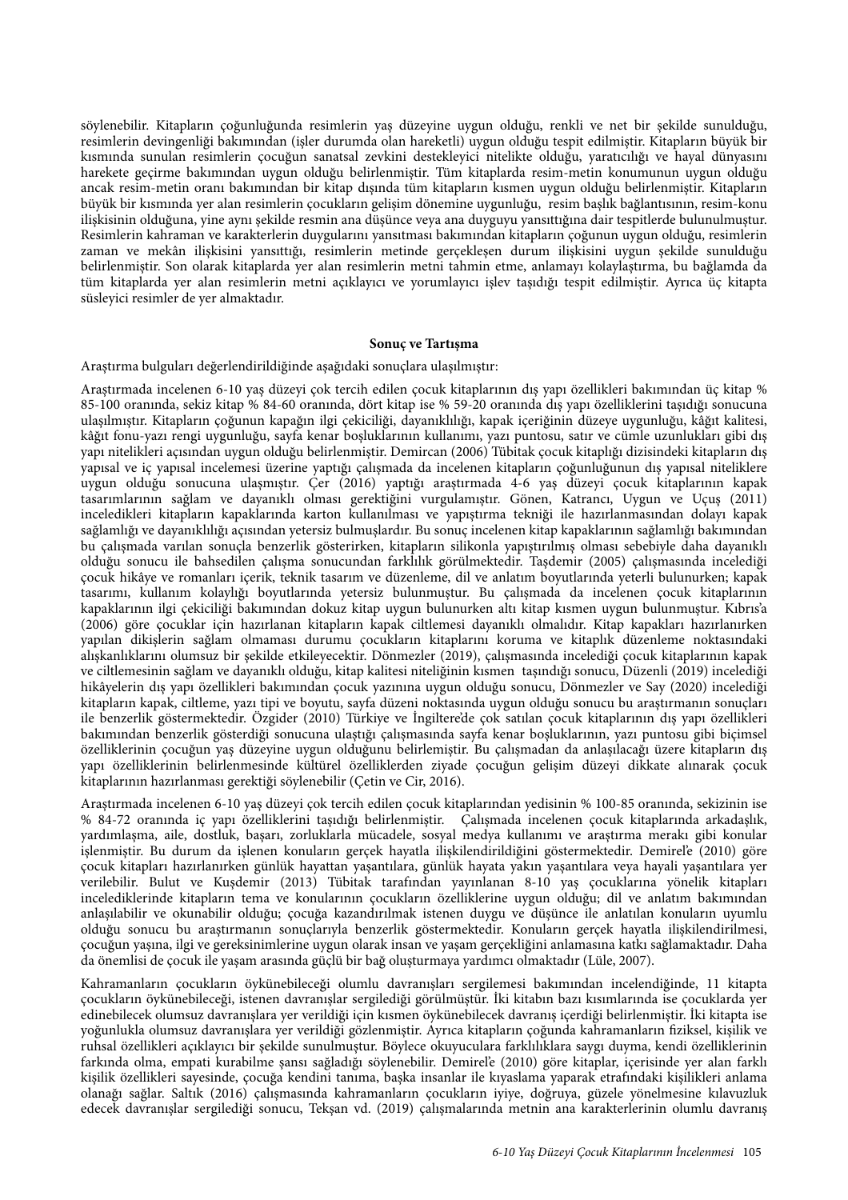söylenebilir. Kitapların çoğunluğunda resimlerin yaş düzeyine uygun olduğu, renkli ve net bir şekilde sunulduğu, resimlerin devingenliği bakımından (işler durumda olan hareketli) uygun olduğu tespit edilmiştir. Kitapların büyük bir kısmında sunulan resimlerin çocuğun sanatsal zevkini destekleyici nitelikte olduğu, yaratıcılığı ve hayal dünyasını harekete geçirme bakımından uygun olduğu belirlenmiştir. Tüm kitaplarda resim-metin konumunun uygun olduğu ancak resim-metin oranı bakımından bir kitap dışında tüm kitapların kısmen uygun olduğu belirlenmiştir. Kitapların büyük bir kısmında yer alan resimlerin çocukların gelişim dönemine uygunluğu, resim başlık bağlantısının, resim-konu ilişkisinin olduğuna, yine aynı şekilde resmin ana düşünce veya ana duyguyu yansıttığına dair tespitlerde bulunulmuştur. Resimlerin kahraman ve karakterlerin duygularını yansıtması bakımından kitapların çoğunun uygun olduğu, resimlerin zaman ve mekân ilişkisini yansıttığı, resimlerin metinde gerçekleşen durum ilişkisini uygun şekilde sunulduğu belirlenmiştir. Son olarak kitaplarda yer alan resimlerin metni tahmin etme, anlamayı kolaylaştırma, bu bağlamda da tüm kitaplarda yer alan resimlerin metni açıklayıcı ve yorumlayıcı işlev taşıdığı tespit edilmiştir. Ayrıca üç kitapta süsleyici resimler de yer almaktadır.

## Sonuç ve Tartışma

Araştırma bulguları değerlendirildiğinde aşağıdaki sonuçlara ulaşılmıştır:

Araştırmada incelenen 6-10 yaş düzeyi çok tercih edilen çocuk kitaplarının dış yapı özellikleri bakımından üç kitap % 85-100 oranında, sekiz kitap % 84-60 oranında, dört kitap ise % 59-20 oranında dış yapı özelliklerini taşıdığı sonucuna ulaşılmıştır. Kitapların çoğunun kapağın ilgi çekiciliği, dayanıklılığı, kapak içeriğinin düzeye uygunluğu, kâğıt kalitesi, kâğıt fonu-yazı rengi uygunluğu, sayfa kenar boşluklarının kullanımı, yazı puntosu, satır ve cümle uzunlukları gibi dış yapı nitelikleri açısından uygun olduğu belirlenmiştir. Demircan (2006) Tübitak çocuk kitaplığı dizisindeki kitapların dış yapısal ve iç yapısal incelemesi üzerine yaptığı çalışmada da incelenen kitapların çoğunluğunun dış yapısal niteliklere uygun olduğu sonucuna ulaşmıştır. Çer (2016) yaptığı araştırmada 4-6 yaş düzeyi çocuk kitaplarının kapak tasarımlarının sağlam ve dayanıklı olması gerektiğini vurgulamıştır. Gönen, Katrancı, Uygun ve Uçuş (2011) inceledikleri kitapların kapaklarında karton kullanılması ve yapıştırma tekniği ile hazırlanmasından dolayı kapak sağlamlığı ve dayanıklılığı açısından yetersiz bulmuşlardır. Bu sonuç incelenen kitap kapaklarının sağlamlığı bakımından bu çalışmada varılan sonuçla benzerlik gösterirken, kitapların silikonla yapıştırılmış olması sebebiyle daha dayanıklı olduğu sonucu ile bahsedilen çalışma sonucundan farklılık görülmektedir. Taşdemir (2005) çalışmasında incelediği çocuk hikâye ve romanları içerik, teknik tasarım ve düzenleme, dil ve anlatım boyutlarında yeterli bulunurken; kapak tasarımı, kullanım kolaylığı boyutlarında yetersiz bulunmuştur. Bu çalışmada da incelenen çocuk kitaplarının kapaklarının ilgi çekiciliği bakımından dokuz kitap uygun bulunurken altı kitap kısmen uygun bulunmuştur. Kıbrıs'a (2006) göre çocuklar için hazırlanan kitapların kapak ciltlemesi dayanıklı olmalıdır. Kitap kapakları hazırlanırken yapılan dikişlerin sağlam olmaması durumu çocukların kitaplarını koruma ve kitaplık düzenleme noktasındaki alışkanlıklarını olumsuz bir şekilde etkileyecektir. Dönmezler (2019), çalışmasında incelediği çocuk kitaplarının kapak ve ciltlemesinin sağlam ve dayanıklı olduğu, kitap kalitesi niteliğinin kısmen taşındığı sonucu, Düzenli (2019) incelediği hikâyelerin dış yapı özellikleri bakımından çocuk yazınına uygun olduğu sonucu, Dönmezler ve Say (2020) incelediği kitapların kapak, ciltleme, yazı tipi ve boyutu, sayfa düzeni noktasında uygun olduğu sonucu bu araştırmanın sonuçları ile benzerlik göstermektedir. Özgider (2010) Türkiye ve İngiltere'de çok satılan çocuk kitaplarının dış yapı özellikleri bakımından benzerlik gösterdiği sonucuna ulaştığı çalışmasında sayfa kenar boşluklarının, yazı puntosu gibi biçimsel özelliklerinin çocuğun yaş düzeyine uygun olduğunu belirlemiştir. Bu çalışmadan da anlaşılacağı üzere kitapların dış yapı özelliklerinin belirlenmesinde kültürel özelliklerden ziyade çocuğun gelişim düzeyi dikkate alınarak çocuk kitaplarının hazırlanması gerektiği söylenebilir (Çetin ve Cir, 2016).

Araştırmada incelenen 6-10 yaş düzeyi çok tercih edilen çocuk kitaplarından yedisinin % 100-85 oranında, sekizinin ise % 84-72 oranında iç yapı özelliklerini taşıdığı belirlenmiştir. Çalışmada incelenen çocuk kitaplarında arkadaşlık, yardımlaşma, aile, dostluk, başarı, zorluklarla mücadele, sosyal medya kullanımı ve araştırma merakı gibi konular işlenmiştir. Bu durum da işlenen konuların gerçek hayatla ilişkilendirildiğini göstermektedir. Demirel'e (2010) göre çocuk kitapları hazırlanırken günlük hayattan yaşantılara, günlük hayata yakın yaşantılara veya hayali yaşantılara yer verilebilir. Bulut ve Kuşdemir (2013) Tübitak tarafından yayınlanan 8-10 yaş çocuklarına yönelik kitapları incelediklerinde kitapların tema ve konularının çocukların özelliklerine uygun olduğu; dil ve anlatım bakımından anlaşılabilir ve okunabilir olduğu; çocuğa kazandırılmak istenen duygu ve düşünce ile anlatılan konuların uyumlu olduğu sonucu bu araştırmanın sonuçlarıyla benzerlik göstermektedir. Konuların gerçek hayatla ilişkilendirilmesi, çocuğun yaşına, ilgi ve gereksinimlerine uygun olarak insan ve yaşam gerçekliğini anlamasına katkı sağlamaktadır. Daha da önemlisi de çocuk ile yaşam arasında güçlü bir bağ oluşturmaya yardımcı olmaktadır (Lüle, 2007).

Kahramanların çocukların öykünebileceği olumlu davranışları sergilemesi bakımından incelendiğinde, 11 kitapta çocukların öykünebileceği, istenen davranışlar sergilediği görülmüştür. İki kitabın bazı kısımlarında ise çocuklarda yer edinebilecek olumsuz davranışlara yer verildiği için kısmen öykünebilecek davranış içerdiği belirlenmiştir. İki kitapta ise yoğunlukla olumsuz davranışlara yer verildiği gözlenmiştir. Ayrıca kitapların çoğunda kahramanların fiziksel, kişilik ve ruhsal özellikleri açıklayıcı bir şekilde sunulmuştur. Böylece okuyuculara farklılıklara saygı duyma, kendi özelliklerinin farkında olma, empati kurabilme şansı sağladığı söylenebilir. Demirel'e (2010) göre kitaplar, içerisinde yer alan farklı kişilik özellikleri sayesinde, çocuğa kendini tanıma, başka insanlar ile kıyaslama yaparak etrafındaki kişilikleri anlama olanağı sağlar. Saltık (2016) çalışmasında kahramanların çocukların iyiye, doğruya, güzele yönelmesine kılavuzluk edecek davranışlar sergilediği sonucu, Tekşan vd. (2019) çalışmalarında metnin ana karakterlerinin olumlu davranış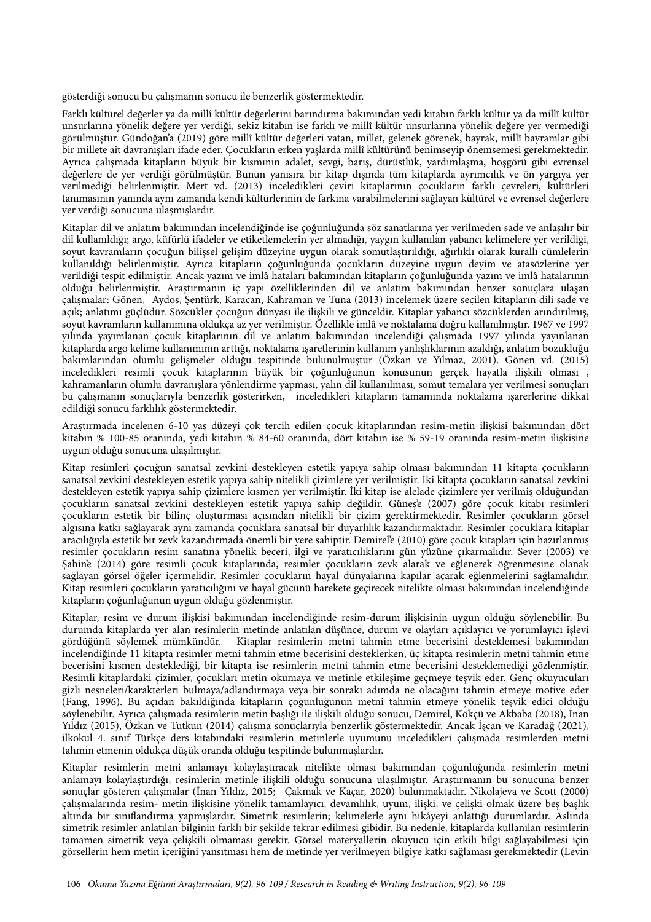gösterdiği sonucu bu çalışmanın sonucu ile benzerlik göstermektedir.

Farklı kültürel değerler ya da millî kültür değerlerini barındırma bakımından yedi kitabın farklı kültür ya da millî kültür unsurlarına yönelik değere yer verdiği, sekiz kitabın ise farklı ve millî kültür unsurlarına yönelik değere yer vermediği görülmüştür. Gündoğan'a (2019) göre millî kültür değerleri vatan, millet, gelenek görenek, bayrak, millî bayramlar gibi bir millete ait davranışları ifade eder. Çocukların erken yaşlarda millî kültürünü benimseyip önemsemesi gerekmektedir. Ayrıca çalışmada kitapların büyük bir kısmının adalet, sevgi, barış, dürüstlük, yardımlaşma, hoşgörü gibi evrensel değerlere de yer verdiği görülmüştür. Bunun yanısıra bir kitap dışında tüm kitaplarda ayrımcılık ve ön yargıya yer verilmediği belirlenmiştir. Mert vd. (2013) inceledikleri çeviri kitaplarının çocukların farklı çevreleri, kültürleri tanımasının yanında aynı zamanda kendi kültürlerinin de farkına varabilmelerini sağlayan kültürel ve evrensel değerlere yer verdiği sonucuna ulaşmışlardır.

Kitaplar dil ve anlatım bakımından incelendiğinde ise çoğunluğunda söz sanatlarına yer verilmeden sade ve anlaşılır bir dil kullanıldığı; argo, küfürlü ifadeler ve etiketlemelerin yer almadığı, yaygın kullanılan yabancı kelimelere yer verildiği, soyut kavramların çocuğun bilişsel gelişim düzeyine uygun olarak somutlaştırıldığı, ağırlıklı olarak kurallı cümlelerin kullanıldığı belirlenmiştir. Ayrıca kitapların çoğunluğunda çocukların düzeyine uygun deyim ve atasözlerine yer verildiği tespit edilmiştir. Ancak yazım ve imlâ hataları bakımından kitapların çoğunluğunda yazım ve imlâ hatalarının olduğu belirlenmiştir. Araştırmanın iç yapı özelliklerinden dil ve anlatım bakımından benzer sonuçlara ulaşan çalışmalar: Gönen, Aydos, Şentürk, Karacan, Kahraman ve Tuna (2013) incelemek üzere seçilen kitapların dili sade ve açık; anlatımı güçlüdür. Sözcükler çocuğun dünyası ile ilişkili ve günceldir. Kitaplar yabancı sözcüklerden arındırılmış, soyut kavramların kullanımına oldukça az yer verilmiştir. Özellikle imlâ ve noktalama doğru kullanılmıştır. 1967 ve 1997 yılında yayımlanan çocuk kitaplarının dil ve anlatım bakımından incelendiği çalışmada 1997 yılında yayınlanan kitaplarda argo kelime kullanımının arttığı, noktalama işaretlerinin kullanım yanlışlıklarının azaldığı, anlatım bozukluğu bakımlarından olumlu gelişmeler olduğu tespitinde bulunulmuştur (Özkan ve Yılmaz, 2001). Gönen vd. (2015) inceledikleri resimli çocuk kitaplarının büyük bir çoğunluğunun konusunun gerçek hayatla ilişkili olması , kahramanların olumlu davranışlara yönlendirme yapması, yalın dil kullanılması, somut temalara yer verilmesi sonuçları bu çalışmanın sonuçlarıyla benzerlik gösterirken, inceledikleri kitapların tamamında noktalama işarerlerine dikkat edildiği sonucu farklılık göstermektedir.

Araştırmada incelenen 6-10 yaş düzeyi çok tercih edilen çocuk kitaplarından resim-metin ilişkisi bakımından dört kitabın % 100-85 oranında, yedi kitabın % 84-60 oranında, dört kitabın ise % 59-19 oranında resim-metin ilişkisine uygun olduğu sonucuna ulaşılmıştır.

Kitap resimleri çocuğun sanatsal zevkini destekleyen estetik yapıya sahip olması bakımından 11 kitapta çocukların sanatsal zevkini destekleyen estetik yapıya sahip nitelikli çizimlere yer verilmiştir. İki kitapta çocukların sanatsal zevkini destekleyen estetik yapıya sahip çizimlere kısmen yer verilmiştir. İki kitap ise alelade çizimlere yer verilmiş olduğundan çocukların sanatsal zevkini destekleyen estetik yapıya sahip değildir. Güneş'e (2007) göre çocuk kitabı resimleri çocukların estetik bir bilinç oluşturması açısından nitelikli bir çizim gerektirmektedir. Resimler çocukların görsel algısına katkı sağlayarak aynı zamanda çocuklara sanatsal bir duyarlılık kazandırmaktadır. Resimler çocuklara kitaplar aracılığıyla estetik bir zevk kazandırmada önemli bir yere sahiptir. Demirel'e (2010) göre çocuk kitapları için hazırlanmış resimler çocukların resim sanatına yönelik beceri, ilgi ve yaratıcılıklarını gün yüzüne çıkarmalıdır. Sever (2003) ve Şahin'e (2014) göre resimli çocuk kitaplarında, resimler çocukların zevk alarak ve eğlenerek öğrenmesine olanak sağlayan görsel öğeler içermelidir. Resimler çocukların hayal dünyalarına kapılar açarak eğlenmelerini sağlamalıdır. Kitap resimleri çocukların yaratıcılığını ve hayal gücünü harekete geçirecek nitelikte olması bakımından incelendiğinde kitapların çoğunluğunun uygun olduğu gözlenmiştir.

Kitaplar, resim ve durum ilişkisi bakımından incelendiğinde resim-durum ilişkisinin uygun olduğu söylenebilir. Bu durumda kitaplarda yer alan resimlerin metinde anlatılan düşünce, durum ve olayları açıklayıcı ve yorumlayıcı işlevi gördüğünü söylemek mümkündür. Kitaplar resimlerin metni tahmin etme becerisini desteklemesi bakımından incelendiğinde 11 kitapta resimler metni tahmin etme becerisini desteklerken, üç kitapta resimlerin metni tahmin etme becerisini kısmen desteklediği, bir kitapta ise resimlerin metni tahmin etme becerisini desteklemediği gözlenmiştir. Resimli kitaplardaki çizimler, çocukları metin okumaya ve metinle etkileşime geçmeye teşvik eder. Genç okuyucuları gizli nesneleri/karakterleri bulmaya/adlandırmaya veya bir sonraki adımda ne olacağını tahmin etmeye motive eder (Fang, 1996). Bu açıdan bakıldığında kitapların çoğunluğunun metni tahmin etmeye yönelik teşvik edici olduğu söylenebilir. Ayrıca çalışmada resimlerin metin başlığı ile ilişkili olduğu sonucu, Demirel, Kökçü ve Akbaba (2018), İnan Yıldız (2015), Özkan ve Tutkun (2014) çalışma sonuçlarıyla benzerlik göstermektedir. Ancak İşcan ve Karadağ (2021), ilkokul 4. sınıf Türkçe ders kitabındaki resimlerin metinlerle uyumunu inceledikleri çalışmada resimlerden metni tahmin etmenin oldukça düşük oranda olduğu tespitinde bulunmuşlardır.

Kitaplar resimlerin metni anlamayı kolaylaştıracak nitelikte olması bakımından çoğunluğunda resimlerin metni anlamayı kolaylaştırdığı, resimlerin metinle ilişkili olduğu sonucuna ulaşılmıştır. Araştırmanın bu sonucuna benzer sonuçlar gösteren çalışmalar (İnan Yıldız, 2015; Çakmak ve Kaçar, 2020) bulunmaktadır. Nikolajeva ve Scott (2000) çalışmalarında resim- metin ilişkisine yönelik tamamlayıcı, devamlılık, uyum, ilişki, ve çelişki olmak üzere beş başlık altında bir sınıflandırma yapmışlardır. Simetrik resimlerin; kelimelerle aynı hikâyeyi anlattığı durumlardır. Aslında simetrik resimler anlatılan bilginin farklı bir şekilde tekrar edilmesi gibidir. Bu nedenle, kitaplarda kullanılan resimlerin tamamen simetrik veya çelişkili olmaması gerekir. Görsel materyallerin okuyucu için etkili bilgi sağlayabilmesi için görsellerin hem metin içeriğini yansıtması hem de metinde yer verilmeyen bilgiye katkı sağlaması gerekmektedir (Levin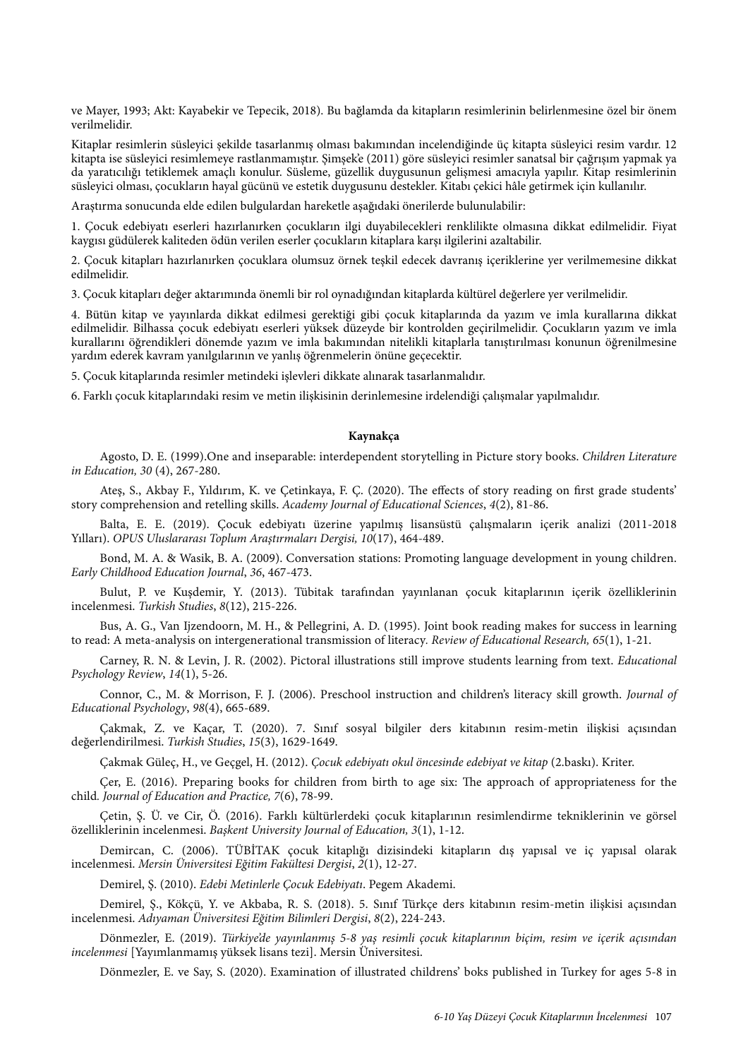ve Mayer, 1993; Akt: Kayabekir ve Tepecik, 2018). Bu bağlamda da kitapların resimlerinin belirlenmesine özel bir önem verilmelidir.

Kitaplar resimlerin süsleyici şekilde tasarlanmış olması bakımından incelendiğinde üç kitapta süsleyici resim vardır. 12 kitapta ise süsleyici resimlemeye rastlanmamıştır. Şimşek'e (2011) göre süsleyici resimler sanatsal bir çağrışım yapmak ya da yaratıcılığı tetiklemek amaçlı konulur. Süsleme, güzellik duygusunun gelişmesi amacıyla yapılır. Kitap resimlerinin süsleyici olması, çocukların hayal gücünü ve estetik duygusunu destekler. Kitabı çekici hâle getirmek için kullanılır.

Araştırma sonucunda elde edilen bulgulardan hareketle aşağıdaki önerilerde bulunulabilir:

1. Çocuk edebiyatı eserleri hazırlanırken çocukların ilgi duyabilecekleri renklilikte olmasına dikkat edilmelidir. Fiyat kaygısı güdülerek kaliteden ödün verilen eserler çocukların kitaplara karşı ilgilerini azaltabilir.

2. Çocuk kitapları hazırlanırken çocuklara olumsuz örnek teşkil edecek davranış içeriklerine yer verilmemesine dikkat edilmelidir.

3. Çocuk kitapları değer aktarımında önemli bir rol oynadığından kitaplarda kültürel değerlere yer verilmelidir.

4. Bütün kitap ve yayınlarda dikkat edilmesi gerektiği gibi çocuk kitaplarında da yazım ve imla kurallarına dikkat edilmelidir. Bilhassa çocuk edebiyatı eserleri yüksek düzeyde bir kontrolden geçirilmelidir. Çocukların yazım ve imla kurallarını öğrendikleri dönemde yazım ve imla bakımından nitelikli kitaplarla tanıştırılması konunun öğrenilmesine yardım ederek kavram yanılgılarının ve yanlış öğrenmelerin önüne geçecektir.

5. Çocuk kitaplarında resimler metindeki işlevleri dikkate alınarak tasarlanmalıdır.

6. Farklı çocuk kitaplarındaki resim ve metin ilişkisinin derinlemesine irdelendiği çalışmalar yapılmalıdır.

## Kaynakça

Agosto, D. E. (1999).One and inseparable: interdependent storytelling in Picture story books. *Children Literature in Education, 30* (4), 267-280.

Ateş, S., Akbay F., Yıldırım, K. ve Çetinkaya, F. Ç. (2020). The effects of story reading on first grade students' story comprehension and retelling skills. *Academy Journal of Educational Sciences*, *4*(2), 81-86.

Balta, E. E. (2019). Çocuk edebiyatı üzerine yapılmış lisansüstü çalışmaların içerik analizi (2011-2018 Yılları). *OPUS Uluslararası Toplum Araştırmaları Dergisi, 10*(17), 464-489.

Bond, M. A. & Wasik, B. A. (2009). Conversation stations: Promoting language development in young children. *Early Childhood Education Journal*, *36*, 467-473.

Bulut, P. ve Kuşdemir, Y. (2013). Tübitak tarafından yayınlanan çocuk kitaplarının içerik özelliklerinin incelenmesi. *Turkish Studies*, *8*(12), 215-226.

Bus, A. G., Van Ijzendoorn, M. H., & Pellegrini, A. D. (1995). Joint book reading makes for success in learning to read: A meta-analysis on intergenerational transmission of literacy. *Review of Educational Research, 65*(1), 1-21.

Carney, R. N. & Levin, J. R. (2002). Pictoral illustrations still improve students learning from text. *Educational Psychology Review*, *14*(1), 5-26.

Connor, C., M. & Morrison, F. J. (2006). Preschool instruction and children's literacy skill growth. *Journal of Educational Psychology*, *98*(4), 665-689.

Çakmak, Z. ve Kaçar, T. (2020). 7. Sınıf sosyal bilgiler ders kitabının resim-metin ilişkisi açısından değerlendirilmesi. *Turkish Studies*, *15*(3), 1629-1649.

Çakmak Güleç, H., ve Geçgel, H. (2012). *Çocuk edebiyatı okul öncesinde edebiyat ve kitap* (2.baskı). Kriter.

Çer, E. (2016). Preparing books for children from birth to age six: The approach of appropriateness for the child. *Journal of Education and Practice, 7*(6), 78-99.

Çetin, Ş. Ü. ve Cir, Ö. (2016). Farklı kültürlerdeki çocuk kitaplarının resimlendirme tekniklerinin ve görsel özelliklerinin incelenmesi. *Başkent University Journal of Education, 3*(1), 1-12.

Demircan, C. (2006). TÜBİTAK çocuk kitaplığı dizisindeki kitapların dış yapısal ve iç yapısal olarak incelenmesi. *Mersin Üniversitesi Eğitim Fakültesi Dergisi*, *2*(1), 12-27.

Demirel, Ş. (2010). *Edebi Metinlerle Çocuk Edebiyatı*. Pegem Akademi.

Demirel, Ş., Kökçü, Y. ve Akbaba, R. S. (2018). 5. Sınıf Türkçe ders kitabının resim-metin ilişkisi açısından incelenmesi. *Adıyaman Üniversitesi Eğitim Bilimleri Dergisi*, *8*(2), 224-243.

Dönmezler, E. (2019). *Türkiye'de yayınlanmış 5-8 yaş resimli çocuk kitaplarının biçim, resim ve içerik açısından incelenmesi* [Yayımlanmamış yüksek lisans tezi]. Mersin Üniversitesi.

Dönmezler, E. ve Say, S. (2020). Examination of illustrated childrens' boks published in Turkey for ages 5-8 in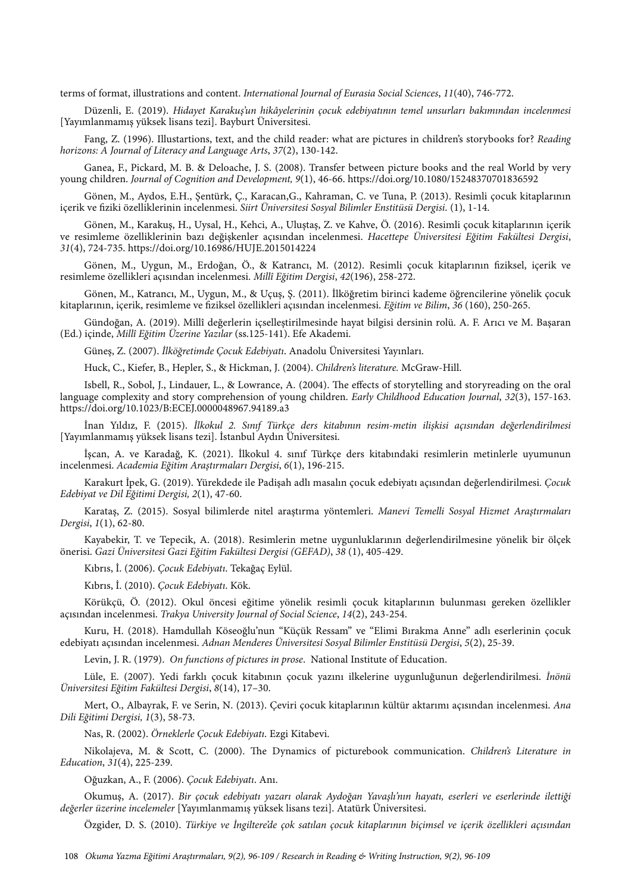terms of format, illustrations and content. *International Journal of Eurasia Social Sciences*, *11*(40), 746-772.

Düzenli, E. (2019). *Hidayet Karakuş'un hikâyelerinin çocuk edebiyatının temel unsurları bakımından incelenmesi* [Yayımlanmamış yüksek lisans tezi]. Bayburt Üniversitesi.

Fang, Z. (1996). Illustartions, text, and the child reader: what are pictures in children's storybooks for? *Reading horizons: A Journal of Literacy and Language Arts*, *37*(2), 130-142.

Ganea, F., Pickard, M. B. & Deloache, J. S. (2008). Transfer between picture books and the real World by very young children. *Journal of Cognition and Development, 9*(1), 46-66. https://doi.org/10.1080/15248370701836592

Gönen, M., Aydos, E.H., Şentürk, Ç., Karacan,G., Kahraman, C. ve Tuna, P. (2013). Resimli çocuk kitaplarının içerik ve fiziki özelliklerinin incelenmesi. *Siirt Üniversitesi Sosyal Bilimler Enstitüsü Dergisi*. (1), 1-14.

Gönen, M., Karakuş, H., Uysal, H., Kehci, A., Uluştaş, Z. ve Kahve, Ö. (2016). Resimli çocuk kitaplarının içerik ve resimleme özelliklerinin bazı değişkenler açısından incelenmesi. *Hacettepe Üniversitesi Eğitim Fakültesi Dergisi*, *31*(4), 724-735. https://doi.org/10.16986/HUJE.2015014224

Gönen, M., Uygun, M., Erdoğan, Ö., & Katrancı, M. (2012). Resimli çocuk kitaplarının fiziksel, içerik ve resimleme özellikleri açısından incelenmesi. *Millî Eğitim Dergisi*, *42*(196), 258-272.

Gönen, M., Katrancı, M., Uygun, M., & Uçuş, Ş. (2011). İlköğretim birinci kademe öğrencilerine yönelik çocuk kitaplarının, içerik, resimleme ve fiziksel özellikleri açısından incelenmesi. *Eğitim ve Bilim*, *36* (160), 250-265.

Gündoğan, A. (2019). Millî değerlerin içselleştirilmesinde hayat bilgisi dersinin rolü. A. F. Arıcı ve M. Başaran (Ed.) içinde, *Millî Eğitim Üzerine Yazılar* (ss.125-141). Efe Akademi.

Güneş, Z. (2007). *İlköğretimde Çocuk Edebiyatı*. Anadolu Üniversitesi Yayınları.

Huck, C., Kiefer, B., Hepler, S., & Hickman, J. (2004). *Children's literature.* McGraw-Hill.

Isbell, R., Sobol, J., Lindauer, L., & Lowrance, A. (2004). The effects of storytelling and storyreading on the oral language complexity and story comprehension of young children. *Early Childhood Education Journal*, *32*(3), 157-163. https://doi.org/10.1023/B:ECEJ.0000048967.94189.a3

İnan Yıldız, F. (2015). *İlkokul 2. Sınıf Türkçe ders kitabının resim-metin ilişkisi açısından değerlendirilmesi* [Yayımlanmamış yüksek lisans tezi]. İstanbul Aydın Üniversitesi.

İşcan, A. ve Karadağ, K. (2021). İlkokul 4. sınıf Türkçe ders kitabındaki resimlerin metinlerle uyumunun incelenmesi. *Academia Eğitim Araştırmaları Dergisi*, *6*(1), 196-215.

Karakurt İpek, G. (2019). Yürekdede ile Padişah adlı masalın çocuk edebiyatı açısından değerlendirilmesi. *Çocuk Edebiyat ve Dil Eğitimi Dergisi, 2*(1), 47-60.

Karataş, Z. (2015). Sosyal bilimlerde nitel araştırma yöntemleri. *Manevi Temelli Sosyal Hizmet Araştırmaları Dergisi*, *1*(1), 62-80.

Kayabekir, T. ve Tepecik, A. (2018). Resimlerin metne uygunluklarının değerlendirilmesine yönelik bir ölçek önerisi. *Gazi Üniversitesi Gazi Eğitim Fakültesi Dergisi (GEFAD)*, *38* (1), 405-429.

Kıbrıs, İ. (2006). *Çocuk Edebiyatı*. Tekağaç Eylül.

Kıbrıs, İ. (2010). *Çocuk Edebiyatı*. Kök.

Körükçü, Ö. (2012). Okul öncesi eğitime yönelik resimli çocuk kitaplarının bulunması gereken özellikler açısından incelenmesi. *Trakya University Journal of Social Science*, *14*(2), 243-254.

Kuru, H. (2018). Hamdullah Köseoğlu'nun "Küçük Ressam" ve "Elimi Bırakma Anne" adlı eserlerinin çocuk edebiyatı açısından incelenmesi. *Adnan Menderes Üniversitesi Sosyal Bilimler Enstitüsü Dergisi*, *5*(2), 25-39.

Levin, J. R. (1979). *On functions of pictures in prose*. National Institute of Education.

Lüle, E. (2007). Yedi farklı çocuk kitabının çocuk yazını ilkelerine uygunluğunun değerlendirilmesi. *İnönü Üniversitesi Eğitim Fakültesi Dergisi*, *8*(14), 17–30.

Mert, O., Albayrak, F. ve Serin, N. (2013). Çeviri çocuk kitaplarının kültür aktarımı açısından incelenmesi. *Ana Dili Eğitimi Dergisi, 1*(3), 58-73.

Nas, R. (2002). *Örneklerle Çocuk Edebiyatı*. Ezgi Kitabevi.

Nikolajeva, M. & Scott, C. (2000). The Dynamics of picturebook communication. *Children's Literature in Education*, *31*(4), 225-239.

Oğuzkan, A., F. (2006). *Çocuk Edebiyatı*. Anı.

Okumuş, A. (2017). *Bir çocuk edebiyatı yazarı olarak Aydoğan Yavaşlı'nın hayatı, eserleri ve eserlerinde ilettiği değerler üzerine incelemeler* [Yayımlanmamış yüksek lisans tezi]. Atatürk Üniversitesi.

Özgider, D. S. (2010). *Türkiye ve İngiltere'de çok satılan çocuk kitaplarının biçimsel ve içerik özellikleri açısından*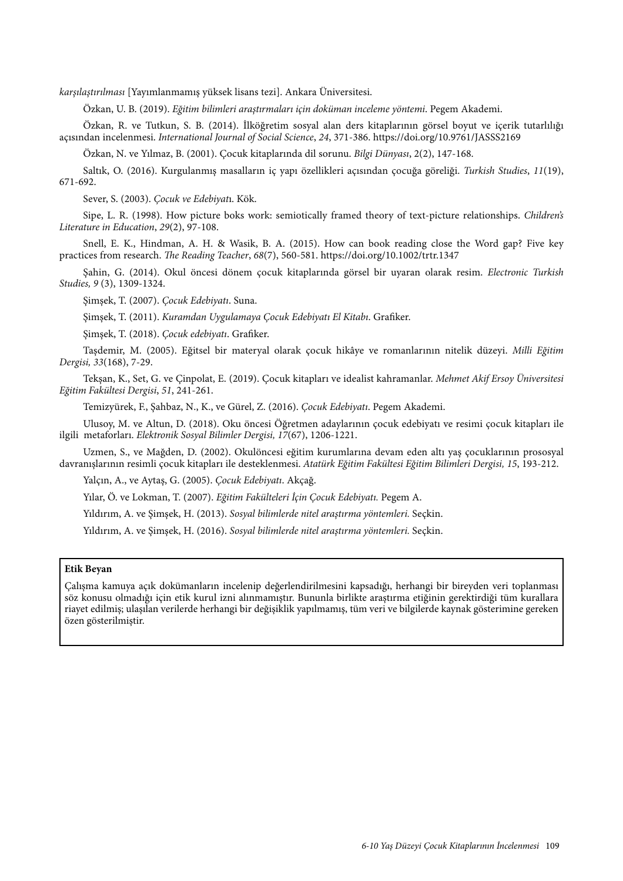*karşılaştırılması* [Yayımlanmamış yüksek lisans tezi]. Ankara Üniversitesi.

Özkan, U. B. (2019). *Eğitim bilimleri araştırmaları için doküman inceleme yöntemi*. Pegem Akademi.

Özkan, R. ve Tutkun, S. B. (2014). İlköğretim sosyal alan ders kitaplarının görsel boyut ve içerik tutarlılığı açısından incelenmesi. *International Journal of Social Science*, *24*, 371-386. https://doi.org/10.9761/JASSS2169

Özkan, N. ve Yılmaz, B. (2001). Çocuk kitaplarında dil sorunu. *Bilgi Dünyası*, 2(2), 147-168.

Saltık, O. (2016). Kurgulanmış masalların iç yapı özellikleri açısından çocuğa göreliği. *Turkish Studies*, *11*(19), 671-692.

Sever, S. (2003). *Çocuk ve Edebiyat*ı. Kök.

Sipe, L. R. (1998). How picture boks work: semiotically framed theory of text-picture relationships. *Children's Literature in Education*, *29*(2), 97-108.

Snell, E. K., Hindman, A. H. & Wasik, B. A. (2015). How can book reading close the Word gap? Five key practices from research. *The Reading Teacher*, *68*(7), 560-581. https://doi.org/10.1002/trtr.1347

Şahin, G. (2014). Okul öncesi dönem çocuk kitaplarında görsel bir uyaran olarak resim. *Electronic Turkish Studies, 9* (3), 1309-1324.

Şimşek, T. (2007). *Çocuk Edebiyatı*. Suna.

Şimşek, T. (2011). *Kuramdan Uygulamaya Çocuk Edebiyatı El Kitabı*. Grafiker.

Şimşek, T. (2018). *Çocuk edebiyatı*. Grafiker.

Taşdemir, M. (2005). Eğitsel bir materyal olarak çocuk hikâye ve romanlarının nitelik düzeyi. *Milli Eğitim Dergisi, 33*(168), 7-29.

Tekşan, K., Set, G. ve Çinpolat, E. (2019). Çocuk kitapları ve idealist kahramanlar. *Mehmet Akif Ersoy Üniversitesi Eğitim Fakültesi Dergisi*, *51*, 241-261.

Temizyürek, F., Şahbaz, N., K., ve Gürel, Z. (2016). *Çocuk Edebiyatı*. Pegem Akademi.

Ulusoy, M. ve Altun, D. (2018). Oku öncesi Öğretmen adaylarının çocuk edebiyatı ve resimi çocuk kitapları ile ilgili metaforları. *Elektronik Sosyal Bilimler Dergisi, 17*(67), 1206-1221.

Uzmen, S., ve Mağden, D. (2002). Okulöncesi eğitim kurumlarına devam eden altı yaş çocuklarının prososyal davranışlarının resimli çocuk kitapları ile desteklenmesi. *Atatürk Eğitim Fakültesi Eğitim Bilimleri Dergisi, 15*, 193-212.

Yalçın, A., ve Aytaş, G. (2005). *Çocuk Edebiyatı*. Akçağ.

Yılar, Ö. ve Lokman, T. (2007). *Eğitim Fakülteleri İçin Çocuk Edebiyatı.* Pegem A.

Yıldırım, A. ve Şimşek, H. (2013). *Sosyal bilimlerde nitel araştırma yöntemleri.* Seçkin.

Yıldırım, A. ve Şimşek, H. (2016). *Sosyal bilimlerde nitel araştırma yöntemleri.* Seçkin.

**Etik Beyan**

Çalışma kamuya açık dokümanların incelenip değerlendirilmesini kapsadığı, herhangi bir bireyden veri toplanması söz konusu olmadığı için etik kurul izni alınmamıştır. Bununla birlikte araştırma etiğinin gerektirdiği tüm kurallara riayet edilmiş; ulaşılan verilerde herhangi bir değişiklik yapılmamış, tüm veri ve bilgilerde kaynak gösterimine gereken özen gösterilmiştir.